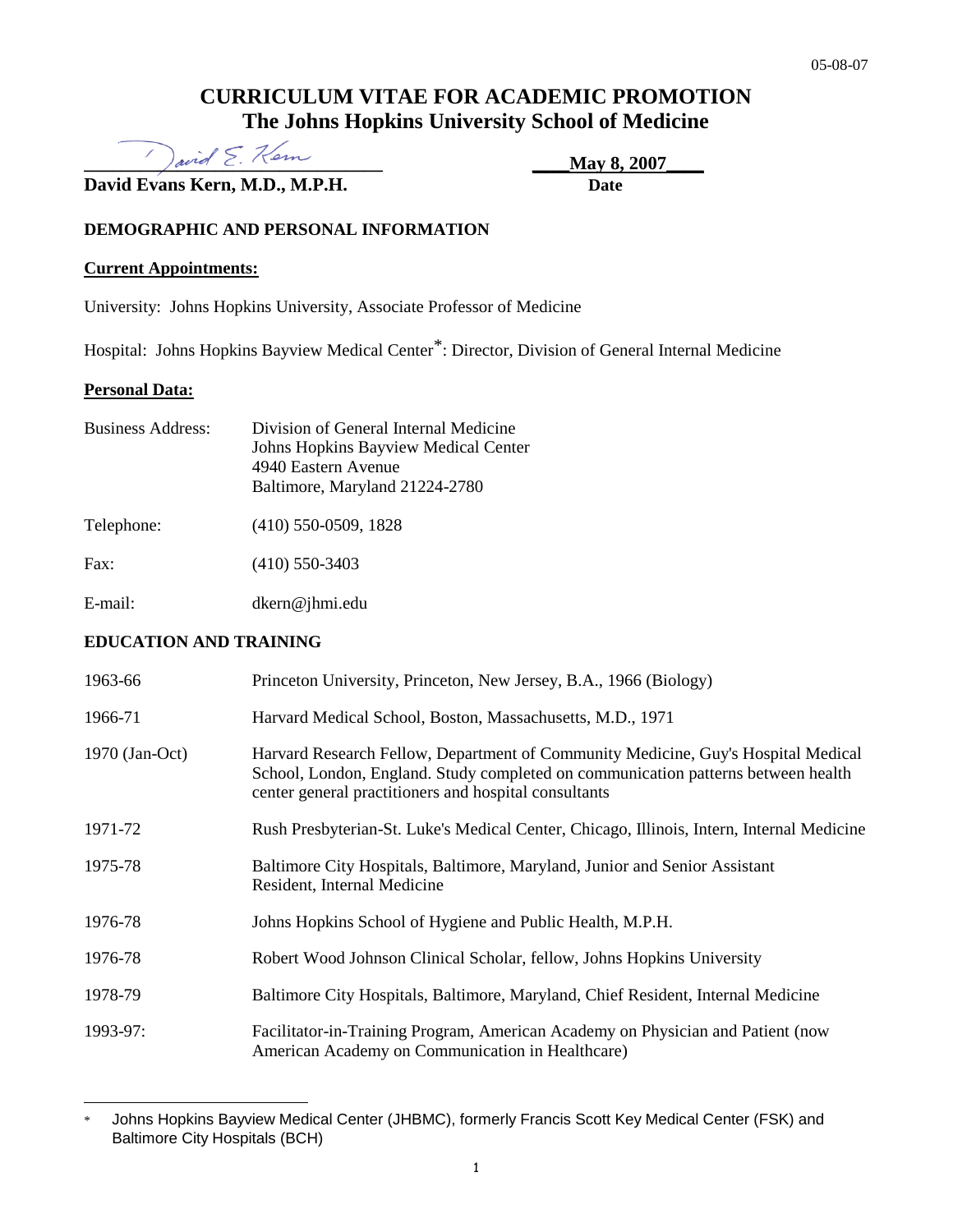05-08-07

# CURRICULUM VITAE FOR ACADEMIC PROMOTION
## The Johns Hopkins University School of Medicine

**David Evans Kern, M.D., M.P.H.** — **May 8, 2007** (Date)

### DEMOGRAPHIC AND PERSONAL INFORMATION

**Current Appointments:**

University: Johns Hopkins University, Associate Professor of Medicine

Hospital: Johns Hopkins Bayview Medical Center*: Director, Division of General Internal Medicine

**Personal Data:**

| | |
|---|---|
| Business Address: | Division of General Internal Medicine<br>Johns Hopkins Bayview Medical Center<br>4940 Eastern Avenue<br>Baltimore, Maryland 21224-2780 |
| Telephone: | (410) 550-0509, 1828 |
| Fax: | (410) 550-3403 |
| E-mail: | dkern@jhmi.edu |

### EDUCATION AND TRAINING

| | |
|---|---|
| 1963-66 | Princeton University, Princeton, New Jersey, B.A., 1966 (Biology) |
| 1966-71 | Harvard Medical School, Boston, Massachusetts, M.D., 1971 |
| 1970 (Jan-Oct) | Harvard Research Fellow, Department of Community Medicine, Guy's Hospital Medical School, London, England. Study completed on communication patterns between health center general practitioners and hospital consultants |
| 1971-72 | Rush Presbyterian-St. Luke's Medical Center, Chicago, Illinois, Intern, Internal Medicine |
| 1975-78 | Baltimore City Hospitals, Baltimore, Maryland, Junior and Senior Assistant Resident, Internal Medicine |
| 1976-78 | Johns Hopkins School of Hygiene and Public Health, M.P.H. |
| 1976-78 | Robert Wood Johnson Clinical Scholar, fellow, Johns Hopkins University |
| 1978-79 | Baltimore City Hospitals, Baltimore, Maryland, Chief Resident, Internal Medicine |
| 1993-97: | Facilitator-in-Training Program, American Academy on Physician and Patient (now American Academy on Communication in Healthcare) |

\* Johns Hopkins Bayview Medical Center (JHBMC), formerly Francis Scott Key Medical Center (FSK) and Baltimore City Hospitals (BCH)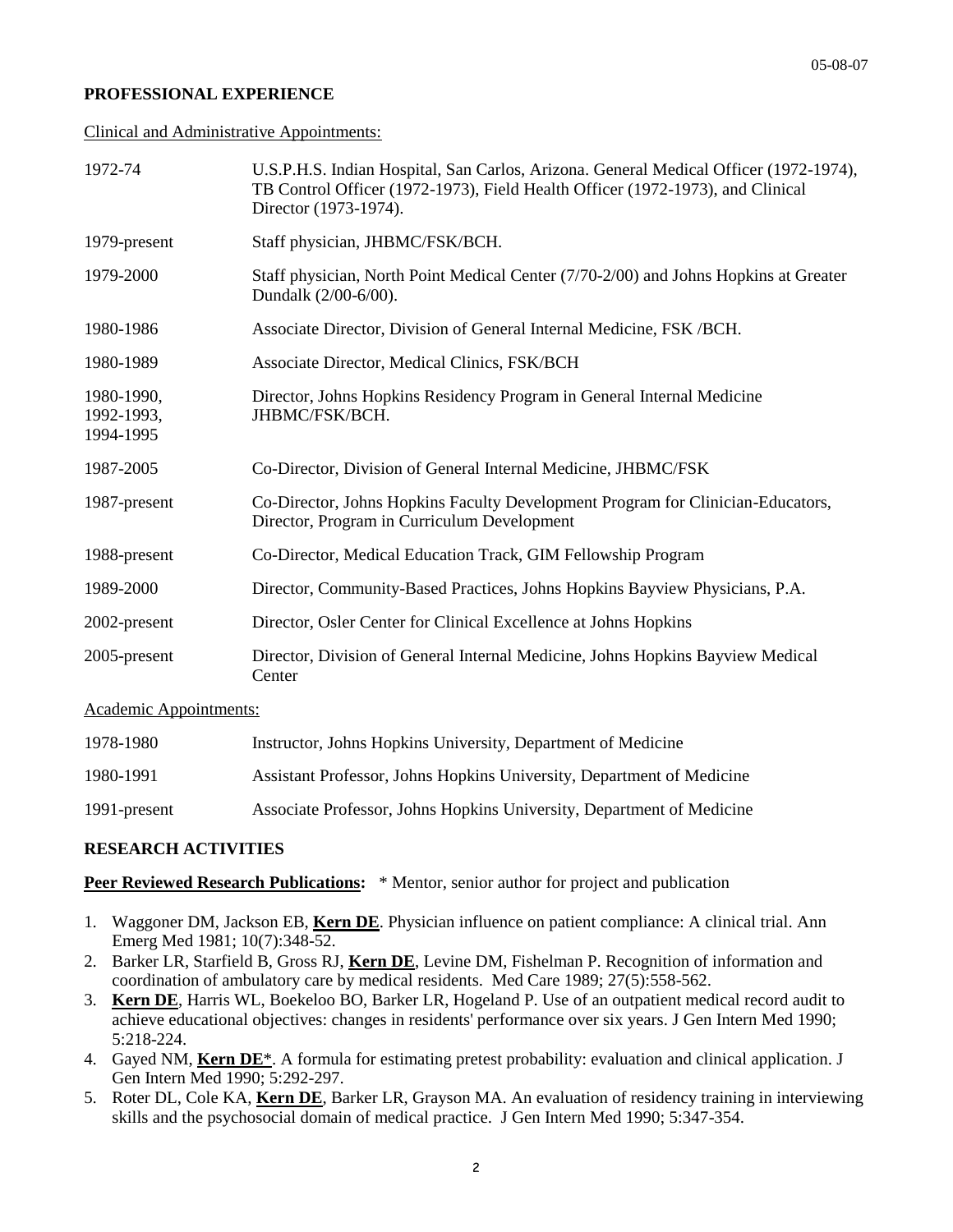## PROFESSIONAL EXPERIENCE

Clinical and Administrative Appointments:

| | |
|---|---|
| 1972-74 | U.S.P.H.S. Indian Hospital, San Carlos, Arizona. General Medical Officer (1972-1974), TB Control Officer (1972-1973), Field Health Officer (1972-1973), and Clinical Director (1973-1974). |
| 1979-present | Staff physician, JHBMC/FSK/BCH. |
| 1979-2000 | Staff physician, North Point Medical Center (7/70-2/00) and Johns Hopkins at Greater Dundalk (2/00-6/00). |
| 1980-1986 | Associate Director, Division of General Internal Medicine, FSK /BCH. |
| 1980-1989 | Associate Director, Medical Clinics, FSK/BCH |
| 1980-1990, 1992-1993, 1994-1995 | Director, Johns Hopkins Residency Program in General Internal Medicine JHBMC/FSK/BCH. |
| 1987-2005 | Co-Director, Division of General Internal Medicine, JHBMC/FSK |
| 1987-present | Co-Director, Johns Hopkins Faculty Development Program for Clinician-Educators, Director, Program in Curriculum Development |
| 1988-present | Co-Director, Medical Education Track, GIM Fellowship Program |
| 1989-2000 | Director, Community-Based Practices, Johns Hopkins Bayview Physicians, P.A. |
| 2002-present | Director, Osler Center for Clinical Excellence at Johns Hopkins |
| 2005-present | Director, Division of General Internal Medicine, Johns Hopkins Bayview Medical Center |

Academic Appointments:

| | |
|---|---|
| 1978-1980 | Instructor, Johns Hopkins University, Department of Medicine |
| 1980-1991 | Assistant Professor, Johns Hopkins University, Department of Medicine |
| 1991-present | Associate Professor, Johns Hopkins University, Department of Medicine |

## RESEARCH ACTIVITIES

**Peer Reviewed Research Publications:** * Mentor, senior author for project and publication

1. Waggoner DM, Jackson EB, **Kern DE**. Physician influence on patient compliance: A clinical trial. Ann Emerg Med 1981; 10(7):348-52.
2. Barker LR, Starfield B, Gross RJ, **Kern DE**, Levine DM, Fishelman P. Recognition of information and coordination of ambulatory care by medical residents. Med Care 1989; 27(5):558-562.
3. **Kern DE**, Harris WL, Boekeloo BO, Barker LR, Hogeland P. Use of an outpatient medical record audit to achieve educational objectives: changes in residents' performance over six years. J Gen Intern Med 1990; 5:218-224.
4. Gayed NM, **Kern DE***. A formula for estimating pretest probability: evaluation and clinical application. J Gen Intern Med 1990; 5:292-297.
5. Roter DL, Cole KA, **Kern DE**, Barker LR, Grayson MA. An evaluation of residency training in interviewing skills and the psychosocial domain of medical practice. J Gen Intern Med 1990; 5:347-354.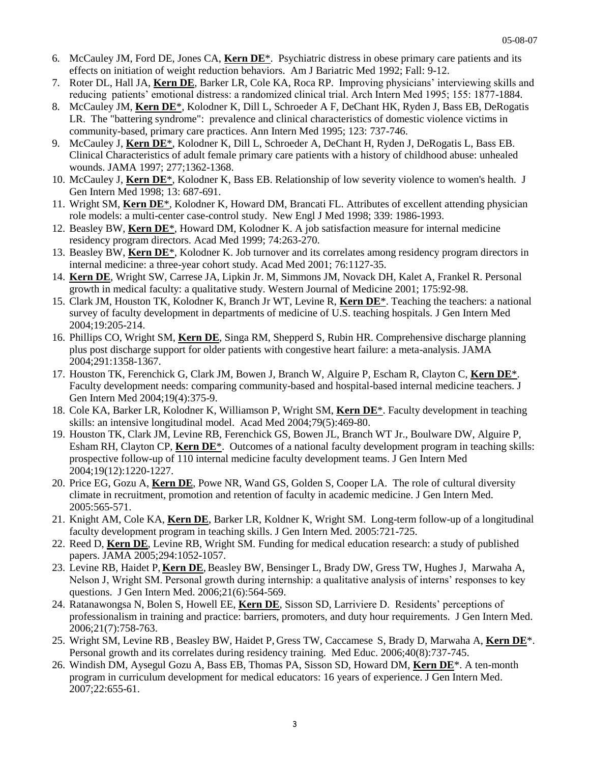6. McCauley JM, Ford DE, Jones CA, **Kern DE***. Psychiatric distress in obese primary care patients and its effects on initiation of weight reduction behaviors. Am J Bariatric Med 1992; Fall: 9-12.
7. Roter DL, Hall JA, **Kern DE**, Barker LR, Cole KA, Roca RP. Improving physicians' interviewing skills and reducing patients' emotional distress: a randomized clinical trial. Arch Intern Med 1995; 155: 1877-1884.
8. McCauley JM, **Kern DE***, Kolodner K, Dill L, Schroeder A F, DeChant HK, Ryden J, Bass EB, DeRogatis LR. The "battering syndrome": prevalence and clinical characteristics of domestic violence victims in community-based, primary care practices. Ann Intern Med 1995; 123: 737-746.
9. McCauley J, **Kern DE***, Kolodner K, Dill L, Schroeder A, DeChant H, Ryden J, DeRogatis L, Bass EB. Clinical Characteristics of adult female primary care patients with a history of childhood abuse: unhealed wounds. JAMA 1997; 277;1362-1368.
10. McCauley J, **Kern DE***, Kolodner K, Bass EB. Relationship of low severity violence to women's health. J Gen Intern Med 1998; 13: 687-691.
11. Wright SM, **Kern DE***, Kolodner K, Howard DM, Brancati FL. Attributes of excellent attending physician role models: a multi-center case-control study. New Engl J Med 1998; 339: 1986-1993.
12. Beasley BW, **Kern DE***, Howard DM, Kolodner K. A job satisfaction measure for internal medicine residency program directors. Acad Med 1999; 74:263-270.
13. Beasley BW, **Kern DE***, Kolodner K. Job turnover and its correlates among residency program directors in internal medicine: a three-year cohort study. Acad Med 2001; 76:1127-35.
14. **Kern DE**, Wright SW, Carrese JA, Lipkin Jr. M, Simmons JM, Novack DH, Kalet A, Frankel R. Personal growth in medical faculty: a qualitative study. Western Journal of Medicine 2001; 175:92-98.
15. Clark JM, Houston TK, Kolodner K, Branch Jr WT, Levine R, **Kern DE***. Teaching the teachers: a national survey of faculty development in departments of medicine of U.S. teaching hospitals. J Gen Intern Med 2004;19:205-214.
16. Phillips CO, Wright SM, **Kern DE**, Singa RM, Shepperd S, Rubin HR. Comprehensive discharge planning plus post discharge support for older patients with congestive heart failure: a meta-analysis. JAMA 2004;291:1358-1367.
17. Houston TK, Ferenchick G, Clark JM, Bowen J, Branch W, Alguire P, Escham R, Clayton C, **Kern DE***. Faculty development needs: comparing community-based and hospital-based internal medicine teachers. J Gen Intern Med 2004;19(4):375-9.
18. Cole KA, Barker LR, Kolodner K, Williamson P, Wright SM, **Kern DE***. Faculty development in teaching skills: an intensive longitudinal model. Acad Med 2004;79(5):469-80.
19. Houston TK, Clark JM, Levine RB, Ferenchick GS, Bowen JL, Branch WT Jr., Boulware DW, Alguire P, Esham RH, Clayton CP, **Kern DE***. Outcomes of a national faculty development program in teaching skills: prospective follow-up of 110 internal medicine faculty development teams. J Gen Intern Med 2004;19(12):1220-1227.
20. Price EG, Gozu A, **Kern DE**, Powe NR, Wand GS, Golden S, Cooper LA. The role of cultural diversity climate in recruitment, promotion and retention of faculty in academic medicine. J Gen Intern Med. 2005:565-571.
21. Knight AM, Cole KA, **Kern DE**, Barker LR, Koldner K, Wright SM. Long-term follow-up of a longitudinal faculty development program in teaching skills. J Gen Intern Med. 2005:721-725.
22. Reed D, **Kern DE**, Levine RB, Wright SM. Funding for medical education research: a study of published papers. JAMA 2005;294:1052-1057.
23. Levine RB, Haidet P, **Kern DE**, Beasley BW, Bensinger L, Brady DW, Gress TW, Hughes J, Marwaha A, Nelson J, Wright SM. Personal growth during internship: a qualitative analysis of interns' responses to key questions. J Gen Intern Med. 2006;21(6):564-569.
24. Ratanawongsa N, Bolen S, Howell EE, **Kern DE**, Sisson SD, Larriviere D. Residents' perceptions of professionalism in training and practice: barriers, promoters, and duty hour requirements. J Gen Intern Med. 2006;21(7):758-763.
25. Wright SM, Levine RB, Beasley BW, Haidet P, Gress TW, Caccamese S, Brady D, Marwaha A, **Kern DE***. Personal growth and its correlates during residency training. Med Educ. 2006;40(8):737-745.
26. Windish DM, Aysegul Gozu A, Bass EB, Thomas PA, Sisson SD, Howard DM, **Kern DE***. A ten-month program in curriculum development for medical educators: 16 years of experience. J Gen Intern Med. 2007;22:655-61.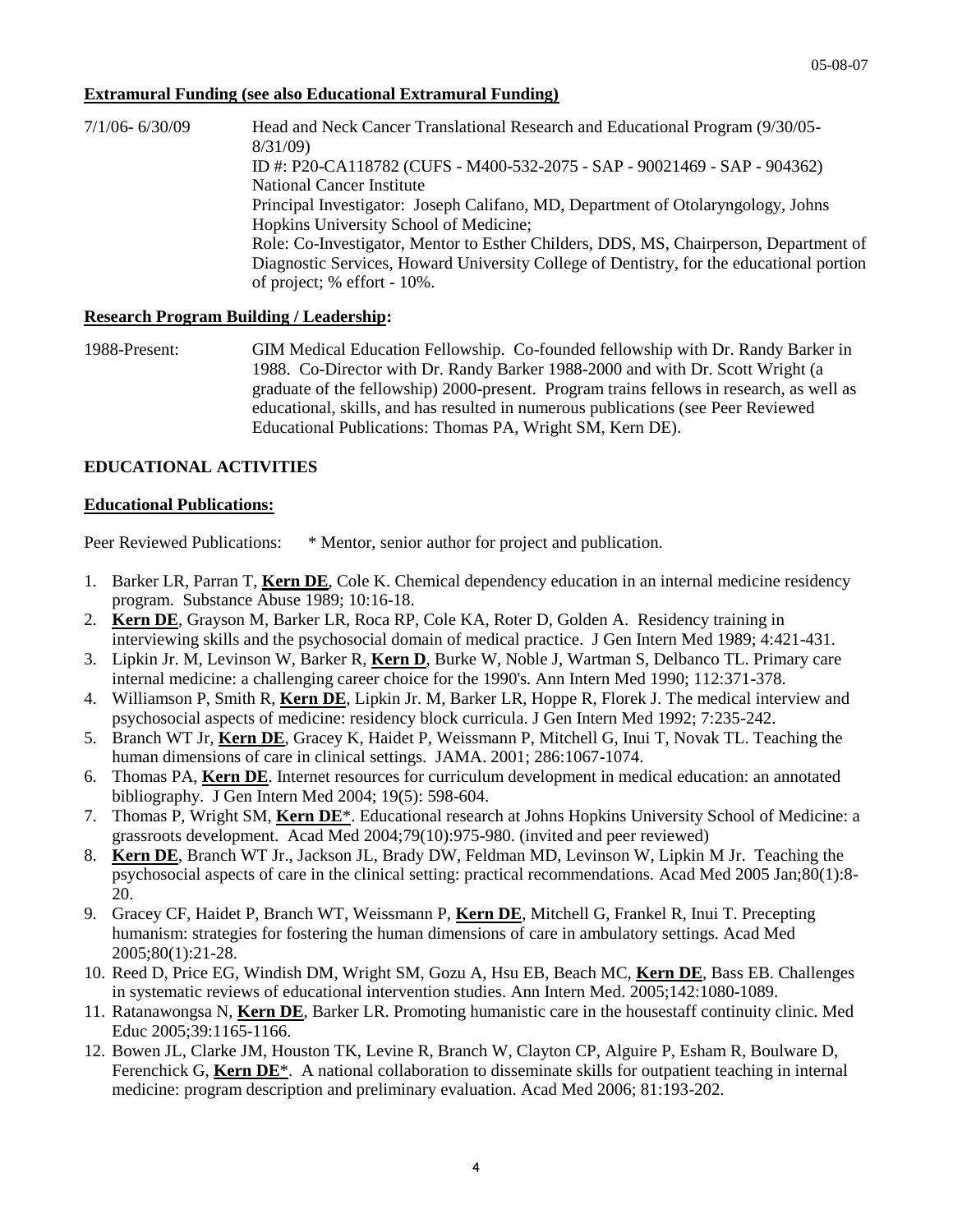05-08-07

**Extramural Funding (see also Educational Extramural Funding)**

7/1/06- 6/30/09 Head and Neck Cancer Translational Research and Educational Program (9/30/05-8/31/09)
ID #: P20-CA118782 (CUFS - M400-532-2075 - SAP - 90021469 - SAP - 904362)
National Cancer Institute
Principal Investigator: Joseph Califano, MD, Department of Otolaryngology, Johns Hopkins University School of Medicine;
Role: Co-Investigator, Mentor to Esther Childers, DDS, MS, Chairperson, Department of Diagnostic Services, Howard University College of Dentistry, for the educational portion of project; % effort - 10%.

**Research Program Building / Leadership:**

1988-Present: GIM Medical Education Fellowship. Co-founded fellowship with Dr. Randy Barker in 1988. Co-Director with Dr. Randy Barker 1988-2000 and with Dr. Scott Wright (a graduate of the fellowship) 2000-present. Program trains fellows in research, as well as educational, skills, and has resulted in numerous publications (see Peer Reviewed Educational Publications: Thomas PA, Wright SM, Kern DE).

## EDUCATIONAL ACTIVITIES

**Educational Publications:**

Peer Reviewed Publications: * Mentor, senior author for project and publication.

1. Barker LR, Parran T, **Kern DE**, Cole K. Chemical dependency education in an internal medicine residency program. Substance Abuse 1989; 10:16-18.
2. **Kern DE**, Grayson M, Barker LR, Roca RP, Cole KA, Roter D, Golden A. Residency training in interviewing skills and the psychosocial domain of medical practice. J Gen Intern Med 1989; 4:421-431.
3. Lipkin Jr. M, Levinson W, Barker R, **Kern D**, Burke W, Noble J, Wartman S, Delbanco TL. Primary care internal medicine: a challenging career choice for the 1990's. Ann Intern Med 1990; 112:371-378.
4. Williamson P, Smith R, **Kern DE**, Lipkin Jr. M, Barker LR, Hoppe R, Florek J. The medical interview and psychosocial aspects of medicine: residency block curricula. J Gen Intern Med 1992; 7:235-242.
5. Branch WT Jr, **Kern DE**, Gracey K, Haidet P, Weissmann P, Mitchell G, Inui T, Novak TL. Teaching the human dimensions of care in clinical settings. JAMA. 2001; 286:1067-1074.
6. Thomas PA, **Kern DE**. Internet resources for curriculum development in medical education: an annotated bibliography. J Gen Intern Med 2004; 19(5): 598-604.
7. Thomas P, Wright SM, **Kern DE***. Educational research at Johns Hopkins University School of Medicine: a grassroots development. Acad Med 2004;79(10):975-980. (invited and peer reviewed)
8. **Kern DE**, Branch WT Jr., Jackson JL, Brady DW, Feldman MD, Levinson W, Lipkin M Jr. Teaching the psychosocial aspects of care in the clinical setting: practical recommendations. Acad Med 2005 Jan;80(1):8-20.
9. Gracey CF, Haidet P, Branch WT, Weissmann P, **Kern DE**, Mitchell G, Frankel R, Inui T. Precepting humanism: strategies for fostering the human dimensions of care in ambulatory settings. Acad Med 2005;80(1):21-28.
10. Reed D, Price EG, Windish DM, Wright SM, Gozu A, Hsu EB, Beach MC, **Kern DE**, Bass EB. Challenges in systematic reviews of educational intervention studies. Ann Intern Med. 2005;142:1080-1089.
11. Ratanawongsa N, **Kern DE**, Barker LR. Promoting humanistic care in the housestaff continuity clinic. Med Educ 2005;39:1165-1166.
12. Bowen JL, Clarke JM, Houston TK, Levine R, Branch W, Clayton CP, Alguire P, Esham R, Boulware D, Ferenchick G, **Kern DE***. A national collaboration to disseminate skills for outpatient teaching in internal medicine: program description and preliminary evaluation. Acad Med 2006; 81:193-202.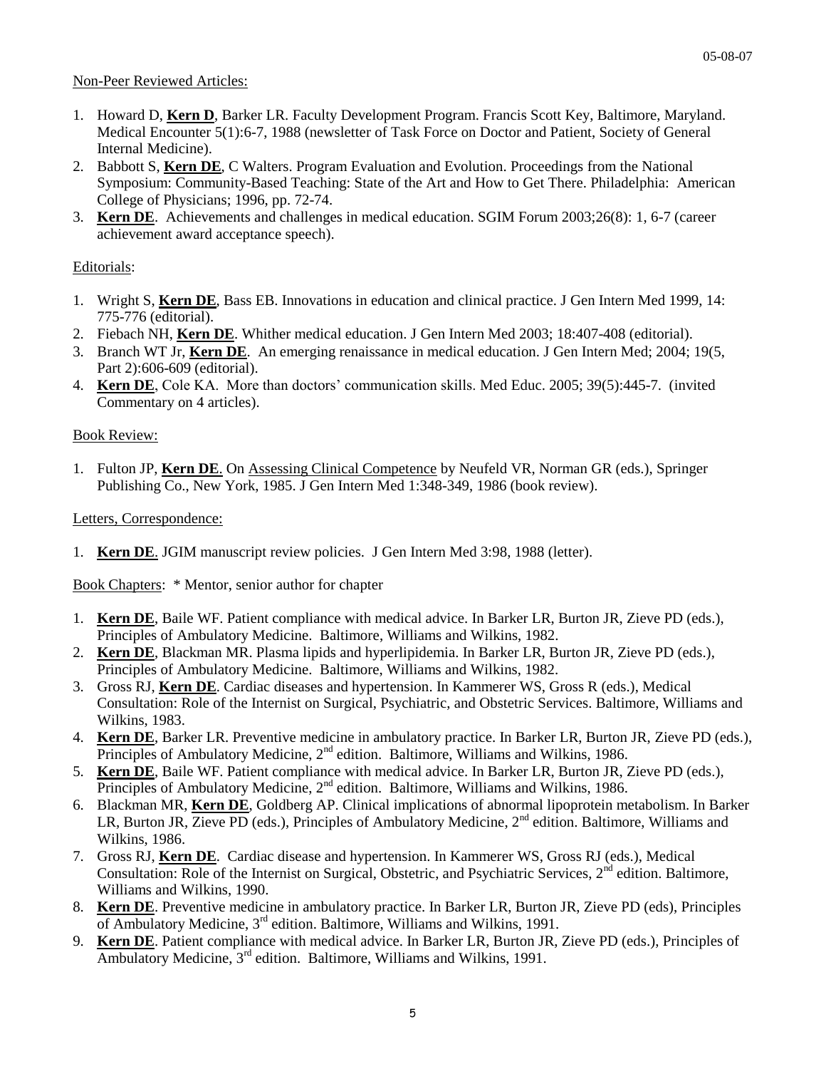Non-Peer Reviewed Articles:

1. Howard D, **Kern D**, Barker LR. Faculty Development Program. Francis Scott Key, Baltimore, Maryland. Medical Encounter 5(1):6-7, 1988 (newsletter of Task Force on Doctor and Patient, Society of General Internal Medicine).
2. Babbott S, **Kern DE**, C Walters. Program Evaluation and Evolution. Proceedings from the National Symposium: Community-Based Teaching: State of the Art and How to Get There. Philadelphia: American College of Physicians; 1996, pp. 72-74.
3. **Kern DE**. Achievements and challenges in medical education. SGIM Forum 2003;26(8): 1, 6-7 (career achievement award acceptance speech).

Editorials:

1. Wright S, **Kern DE**, Bass EB. Innovations in education and clinical practice. J Gen Intern Med 1999, 14: 775-776 (editorial).
2. Fiebach NH, **Kern DE**. Whither medical education. J Gen Intern Med 2003; 18:407-408 (editorial).
3. Branch WT Jr, **Kern DE**. An emerging renaissance in medical education. J Gen Intern Med; 2004; 19(5, Part 2):606-609 (editorial).
4. **Kern DE**, Cole KA. More than doctors' communication skills. Med Educ. 2005; 39(5):445-7. (invited Commentary on 4 articles).

Book Review:

1. Fulton JP, **Kern DE**. On Assessing Clinical Competence by Neufeld VR, Norman GR (eds.), Springer Publishing Co., New York, 1985. J Gen Intern Med 1:348-349, 1986 (book review).

Letters, Correspondence:

1. **Kern DE**. JGIM manuscript review policies. J Gen Intern Med 3:98, 1988 (letter).

Book Chapters: * Mentor, senior author for chapter

1. **Kern DE**, Baile WF. Patient compliance with medical advice. In Barker LR, Burton JR, Zieve PD (eds.), Principles of Ambulatory Medicine. Baltimore, Williams and Wilkins, 1982.
2. **Kern DE**, Blackman MR. Plasma lipids and hyperlipidemia. In Barker LR, Burton JR, Zieve PD (eds.), Principles of Ambulatory Medicine. Baltimore, Williams and Wilkins, 1982.
3. Gross RJ, **Kern DE**. Cardiac diseases and hypertension. In Kammerer WS, Gross R (eds.), Medical Consultation: Role of the Internist on Surgical, Psychiatric, and Obstetric Services. Baltimore, Williams and Wilkins, 1983.
4. **Kern DE**, Barker LR. Preventive medicine in ambulatory practice. In Barker LR, Burton JR, Zieve PD (eds.), Principles of Ambulatory Medicine, 2nd edition. Baltimore, Williams and Wilkins, 1986.
5. **Kern DE**, Baile WF. Patient compliance with medical advice. In Barker LR, Burton JR, Zieve PD (eds.), Principles of Ambulatory Medicine, 2nd edition. Baltimore, Williams and Wilkins, 1986.
6. Blackman MR, **Kern DE**, Goldberg AP. Clinical implications of abnormal lipoprotein metabolism. In Barker LR, Burton JR, Zieve PD (eds.), Principles of Ambulatory Medicine, 2nd edition. Baltimore, Williams and Wilkins, 1986.
7. Gross RJ, **Kern DE**. Cardiac disease and hypertension. In Kammerer WS, Gross RJ (eds.), Medical Consultation: Role of the Internist on Surgical, Obstetric, and Psychiatric Services, 2nd edition. Baltimore, Williams and Wilkins, 1990.
8. **Kern DE**. Preventive medicine in ambulatory practice. In Barker LR, Burton JR, Zieve PD (eds), Principles of Ambulatory Medicine, 3rd edition. Baltimore, Williams and Wilkins, 1991.
9. **Kern DE**. Patient compliance with medical advice. In Barker LR, Burton JR, Zieve PD (eds.), Principles of Ambulatory Medicine, 3rd edition. Baltimore, Williams and Wilkins, 1991.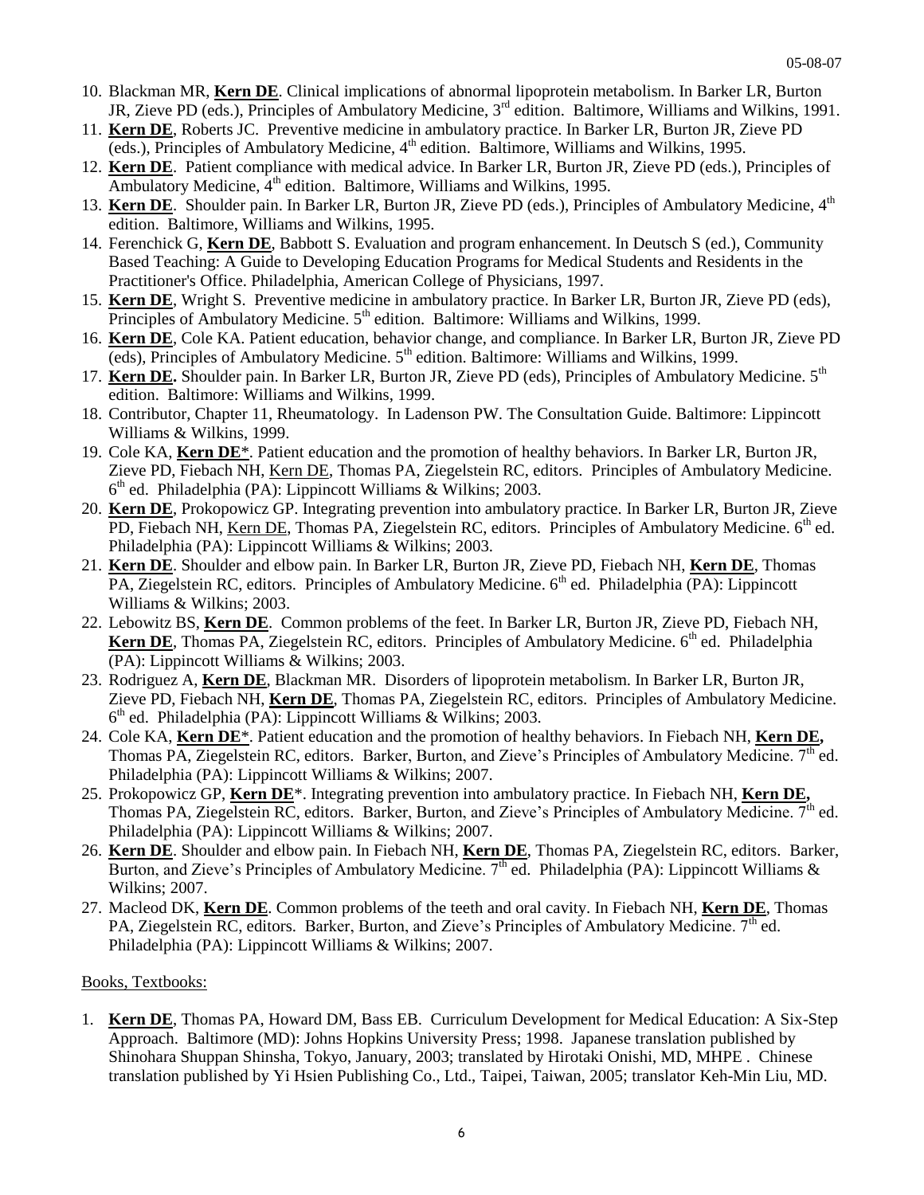10. Blackman MR, **Kern DE**. Clinical implications of abnormal lipoprotein metabolism. In Barker LR, Burton JR, Zieve PD (eds.), Principles of Ambulatory Medicine, 3rd edition. Baltimore, Williams and Wilkins, 1991.
11. **Kern DE**, Roberts JC. Preventive medicine in ambulatory practice. In Barker LR, Burton JR, Zieve PD (eds.), Principles of Ambulatory Medicine, 4th edition. Baltimore, Williams and Wilkins, 1995.
12. **Kern DE**. Patient compliance with medical advice. In Barker LR, Burton JR, Zieve PD (eds.), Principles of Ambulatory Medicine, 4th edition. Baltimore, Williams and Wilkins, 1995.
13. **Kern DE**. Shoulder pain. In Barker LR, Burton JR, Zieve PD (eds.), Principles of Ambulatory Medicine, 4th edition. Baltimore, Williams and Wilkins, 1995.
14. Ferenchick G, **Kern DE**, Babbott S. Evaluation and program enhancement. In Deutsch S (ed.), Community Based Teaching: A Guide to Developing Education Programs for Medical Students and Residents in the Practitioner's Office. Philadelphia, American College of Physicians, 1997.
15. **Kern DE**, Wright S. Preventive medicine in ambulatory practice. In Barker LR, Burton JR, Zieve PD (eds), Principles of Ambulatory Medicine. 5th edition. Baltimore: Williams and Wilkins, 1999.
16. **Kern DE**, Cole KA. Patient education, behavior change, and compliance. In Barker LR, Burton JR, Zieve PD (eds), Principles of Ambulatory Medicine. 5th edition. Baltimore: Williams and Wilkins, 1999.
17. **Kern DE.** Shoulder pain. In Barker LR, Burton JR, Zieve PD (eds), Principles of Ambulatory Medicine. 5th edition. Baltimore: Williams and Wilkins, 1999.
18. Contributor, Chapter 11, Rheumatology. In Ladenson PW. The Consultation Guide. Baltimore: Lippincott Williams & Wilkins, 1999.
19. Cole KA, **Kern DE***. Patient education and the promotion of healthy behaviors. In Barker LR, Burton JR, Zieve PD, Fiebach NH, Kern DE, Thomas PA, Ziegelstein RC, editors. Principles of Ambulatory Medicine. 6th ed. Philadelphia (PA): Lippincott Williams & Wilkins; 2003.
20. **Kern DE**, Prokopowicz GP. Integrating prevention into ambulatory practice. In Barker LR, Burton JR, Zieve PD, Fiebach NH, Kern DE, Thomas PA, Ziegelstein RC, editors. Principles of Ambulatory Medicine. 6th ed. Philadelphia (PA): Lippincott Williams & Wilkins; 2003.
21. **Kern DE**. Shoulder and elbow pain. In Barker LR, Burton JR, Zieve PD, Fiebach NH, **Kern DE**, Thomas PA, Ziegelstein RC, editors. Principles of Ambulatory Medicine. 6th ed. Philadelphia (PA): Lippincott Williams & Wilkins; 2003.
22. Lebowitz BS, **Kern DE**. Common problems of the feet. In Barker LR, Burton JR, Zieve PD, Fiebach NH, **Kern DE**, Thomas PA, Ziegelstein RC, editors. Principles of Ambulatory Medicine. 6th ed. Philadelphia (PA): Lippincott Williams & Wilkins; 2003.
23. Rodriguez A, **Kern DE**, Blackman MR. Disorders of lipoprotein metabolism. In Barker LR, Burton JR, Zieve PD, Fiebach NH, **Kern DE**, Thomas PA, Ziegelstein RC, editors. Principles of Ambulatory Medicine. 6th ed. Philadelphia (PA): Lippincott Williams & Wilkins; 2003.
24. Cole KA, **Kern DE***. Patient education and the promotion of healthy behaviors. In Fiebach NH, **Kern DE,** Thomas PA, Ziegelstein RC, editors. Barker, Burton, and Zieve's Principles of Ambulatory Medicine. 7th ed. Philadelphia (PA): Lippincott Williams & Wilkins; 2007.
25. Prokopowicz GP, **Kern DE***. Integrating prevention into ambulatory practice. In Fiebach NH, **Kern DE,** Thomas PA, Ziegelstein RC, editors. Barker, Burton, and Zieve's Principles of Ambulatory Medicine. 7th ed. Philadelphia (PA): Lippincott Williams & Wilkins; 2007.
26. **Kern DE**. Shoulder and elbow pain. In Fiebach NH, **Kern DE**, Thomas PA, Ziegelstein RC, editors. Barker, Burton, and Zieve's Principles of Ambulatory Medicine. 7th ed. Philadelphia (PA): Lippincott Williams & Wilkins; 2007.
27. Macleod DK, **Kern DE**. Common problems of the teeth and oral cavity. In Fiebach NH, **Kern DE**, Thomas PA, Ziegelstein RC, editors. Barker, Burton, and Zieve's Principles of Ambulatory Medicine. 7th ed. Philadelphia (PA): Lippincott Williams & Wilkins; 2007.

Books, Textbooks:

1. **Kern DE**, Thomas PA, Howard DM, Bass EB. Curriculum Development for Medical Education: A Six-Step Approach. Baltimore (MD): Johns Hopkins University Press; 1998. Japanese translation published by Shinohara Shuppan Shinsha, Tokyo, January, 2003; translated by Hirotaki Onishi, MD, MHPE . Chinese translation published by Yi Hsien Publishing Co., Ltd., Taipei, Taiwan, 2005; translator Keh-Min Liu, MD.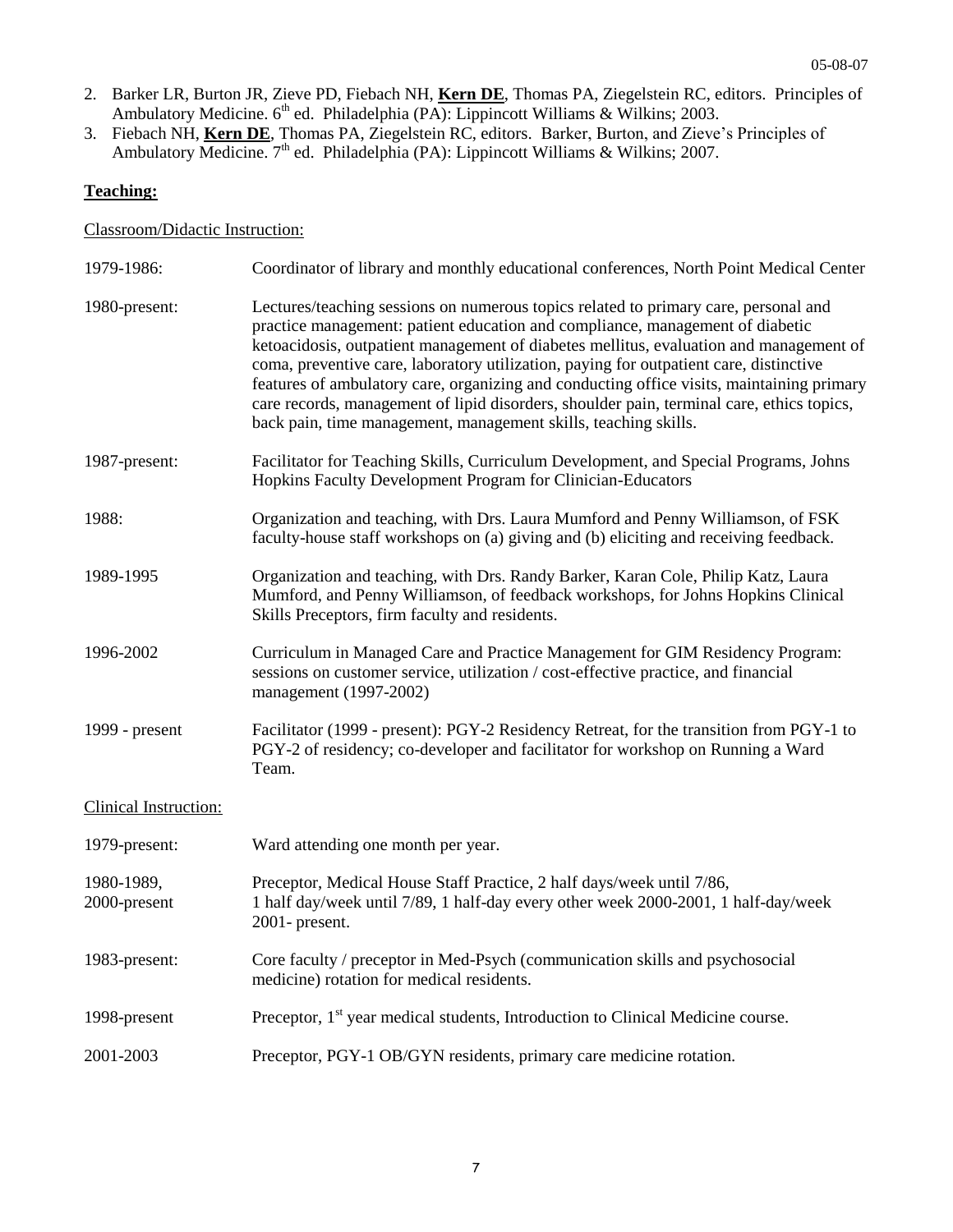2. Barker LR, Burton JR, Zieve PD, Fiebach NH, **Kern DE**, Thomas PA, Ziegelstein RC, editors. Principles of Ambulatory Medicine. 6th ed. Philadelphia (PA): Lippincott Williams & Wilkins; 2003.
3. Fiebach NH, **Kern DE**, Thomas PA, Ziegelstein RC, editors. Barker, Burton, and Zieve's Principles of Ambulatory Medicine. 7th ed. Philadelphia (PA): Lippincott Williams & Wilkins; 2007.

## Teaching:

### Classroom/Didactic Instruction:

1979-1986: Coordinator of library and monthly educational conferences, North Point Medical Center

1980-present: Lectures/teaching sessions on numerous topics related to primary care, personal and practice management: patient education and compliance, management of diabetic ketoacidosis, outpatient management of diabetes mellitus, evaluation and management of coma, preventive care, laboratory utilization, paying for outpatient care, distinctive features of ambulatory care, organizing and conducting office visits, maintaining primary care records, management of lipid disorders, shoulder pain, terminal care, ethics topics, back pain, time management, management skills, teaching skills.

1987-present: Facilitator for Teaching Skills, Curriculum Development, and Special Programs, Johns Hopkins Faculty Development Program for Clinician-Educators

1988: Organization and teaching, with Drs. Laura Mumford and Penny Williamson, of FSK faculty-house staff workshops on (a) giving and (b) eliciting and receiving feedback.

1989-1995 Organization and teaching, with Drs. Randy Barker, Karan Cole, Philip Katz, Laura Mumford, and Penny Williamson, of feedback workshops, for Johns Hopkins Clinical Skills Preceptors, firm faculty and residents.

1996-2002 Curriculum in Managed Care and Practice Management for GIM Residency Program: sessions on customer service, utilization / cost-effective practice, and financial management (1997-2002)

1999 - present Facilitator (1999 - present): PGY-2 Residency Retreat, for the transition from PGY-1 to PGY-2 of residency; co-developer and facilitator for workshop on Running a Ward Team.

### Clinical Instruction:

1979-present: Ward attending one month per year.

1980-1989, 2000-present Preceptor, Medical House Staff Practice, 2 half days/week until 7/86, 1 half day/week until 7/89, 1 half-day every other week 2000-2001, 1 half-day/week 2001- present.

1983-present: Core faculty / preceptor in Med-Psych (communication skills and psychosocial medicine) rotation for medical residents.

1998-present Preceptor, 1st year medical students, Introduction to Clinical Medicine course.

2001-2003 Preceptor, PGY-1 OB/GYN residents, primary care medicine rotation.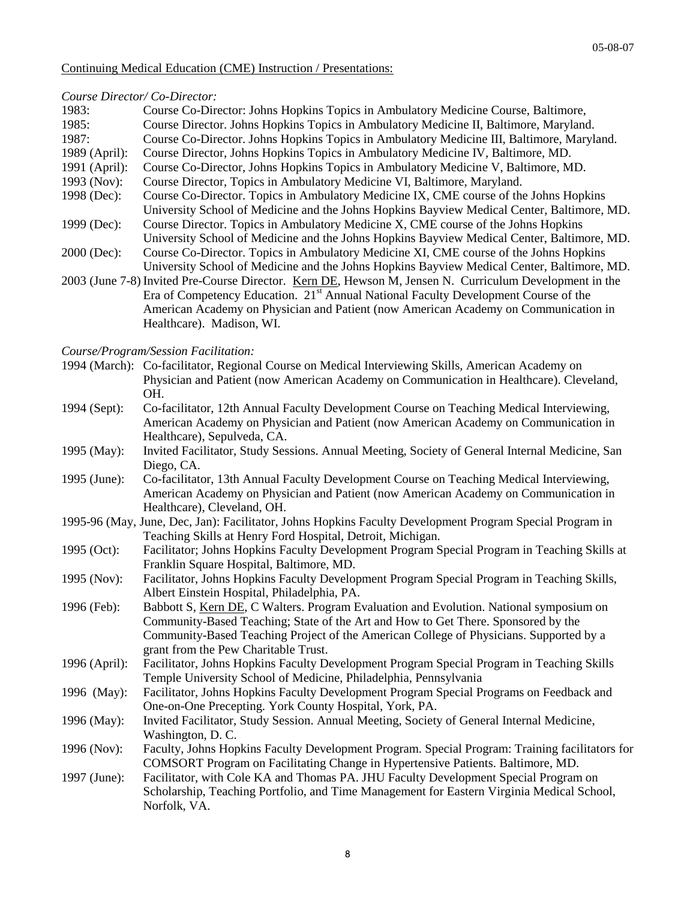## Continuing Medical Education (CME) Instruction / Presentations:

*Course Director/ Co-Director:*

1983: Course Co-Director: Johns Hopkins Topics in Ambulatory Medicine Course, Baltimore,

1985: Course Director. Johns Hopkins Topics in Ambulatory Medicine II, Baltimore, Maryland.

1987: Course Co-Director. Johns Hopkins Topics in Ambulatory Medicine III, Baltimore, Maryland.

1989 (April): Course Director, Johns Hopkins Topics in Ambulatory Medicine IV, Baltimore, MD.

1991 (April): Course Co-Director, Johns Hopkins Topics in Ambulatory Medicine V, Baltimore, MD.

1993 (Nov): Course Director, Topics in Ambulatory Medicine VI, Baltimore, Maryland.

1998 (Dec): Course Co-Director. Topics in Ambulatory Medicine IX, CME course of the Johns Hopkins University School of Medicine and the Johns Hopkins Bayview Medical Center, Baltimore, MD.

1999 (Dec): Course Director. Topics in Ambulatory Medicine X, CME course of the Johns Hopkins University School of Medicine and the Johns Hopkins Bayview Medical Center, Baltimore, MD.

2000 (Dec): Course Co-Director. Topics in Ambulatory Medicine XI, CME course of the Johns Hopkins University School of Medicine and the Johns Hopkins Bayview Medical Center, Baltimore, MD.

2003 (June 7-8) Invited Pre-Course Director. Kern DE, Hewson M, Jensen N. Curriculum Development in the Era of Competency Education. 21st Annual National Faculty Development Course of the American Academy on Physician and Patient (now American Academy on Communication in Healthcare). Madison, WI.

*Course/Program/Session Facilitation:*

1994 (March): Co-facilitator, Regional Course on Medical Interviewing Skills, American Academy on Physician and Patient (now American Academy on Communication in Healthcare). Cleveland, OH.

1994 (Sept): Co-facilitator, 12th Annual Faculty Development Course on Teaching Medical Interviewing, American Academy on Physician and Patient (now American Academy on Communication in Healthcare), Sepulveda, CA.

1995 (May): Invited Facilitator, Study Sessions. Annual Meeting, Society of General Internal Medicine, San Diego, CA.

1995 (June): Co-facilitator, 13th Annual Faculty Development Course on Teaching Medical Interviewing, American Academy on Physician and Patient (now American Academy on Communication in Healthcare), Cleveland, OH.

1995-96 (May, June, Dec, Jan): Facilitator, Johns Hopkins Faculty Development Program Special Program in Teaching Skills at Henry Ford Hospital, Detroit, Michigan.

1995 (Oct): Facilitator; Johns Hopkins Faculty Development Program Special Program in Teaching Skills at Franklin Square Hospital, Baltimore, MD.

1995 (Nov): Facilitator, Johns Hopkins Faculty Development Program Special Program in Teaching Skills, Albert Einstein Hospital, Philadelphia, PA.

1996 (Feb): Babbott S, Kern DE, C Walters. Program Evaluation and Evolution. National symposium on Community-Based Teaching; State of the Art and How to Get There. Sponsored by the Community-Based Teaching Project of the American College of Physicians. Supported by a grant from the Pew Charitable Trust.

1996 (April): Facilitator, Johns Hopkins Faculty Development Program Special Program in Teaching Skills Temple University School of Medicine, Philadelphia, Pennsylvania

1996 (May): Facilitator, Johns Hopkins Faculty Development Program Special Programs on Feedback and One-on-One Precepting. York County Hospital, York, PA.

1996 (May): Invited Facilitator, Study Session. Annual Meeting, Society of General Internal Medicine, Washington, D. C.

1996 (Nov): Faculty, Johns Hopkins Faculty Development Program. Special Program: Training facilitators for COMSORT Program on Facilitating Change in Hypertensive Patients. Baltimore, MD.

1997 (June): Facilitator, with Cole KA and Thomas PA. JHU Faculty Development Special Program on Scholarship, Teaching Portfolio, and Time Management for Eastern Virginia Medical School, Norfolk, VA.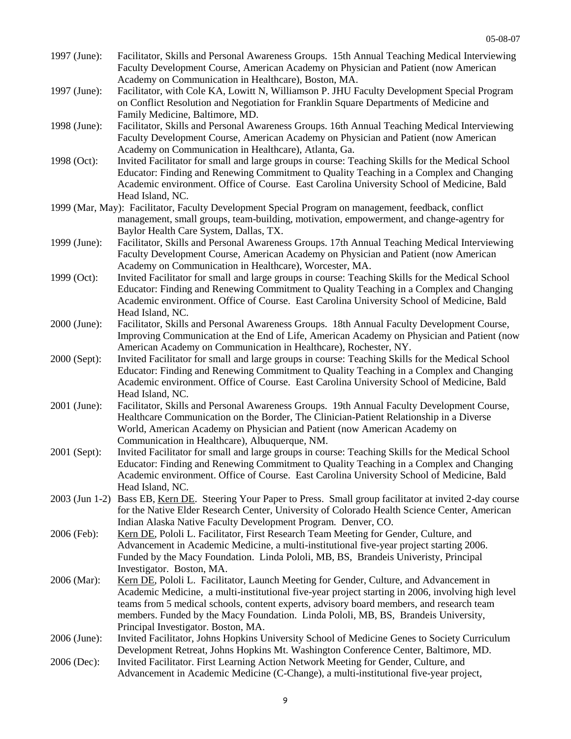1997 (June): Facilitator, Skills and Personal Awareness Groups. 15th Annual Teaching Medical Interviewing Faculty Development Course, American Academy on Physician and Patient (now American Academy on Communication in Healthcare), Boston, MA.

1997 (June): Facilitator, with Cole KA, Lowitt N, Williamson P. JHU Faculty Development Special Program on Conflict Resolution and Negotiation for Franklin Square Departments of Medicine and Family Medicine, Baltimore, MD.

1998 (June): Facilitator, Skills and Personal Awareness Groups. 16th Annual Teaching Medical Interviewing Faculty Development Course, American Academy on Physician and Patient (now American Academy on Communication in Healthcare), Atlanta, Ga.

1998 (Oct): Invited Facilitator for small and large groups in course: Teaching Skills for the Medical School Educator: Finding and Renewing Commitment to Quality Teaching in a Complex and Changing Academic environment. Office of Course. East Carolina University School of Medicine, Bald Head Island, NC.

1999 (Mar, May): Facilitator, Faculty Development Special Program on management, feedback, conflict management, small groups, team-building, motivation, empowerment, and change-agentry for Baylor Health Care System, Dallas, TX.

1999 (June): Facilitator, Skills and Personal Awareness Groups. 17th Annual Teaching Medical Interviewing Faculty Development Course, American Academy on Physician and Patient (now American Academy on Communication in Healthcare), Worcester, MA.

1999 (Oct): Invited Facilitator for small and large groups in course: Teaching Skills for the Medical School Educator: Finding and Renewing Commitment to Quality Teaching in a Complex and Changing Academic environment. Office of Course. East Carolina University School of Medicine, Bald Head Island, NC.

2000 (June): Facilitator, Skills and Personal Awareness Groups. 18th Annual Faculty Development Course, Improving Communication at the End of Life, American Academy on Physician and Patient (now American Academy on Communication in Healthcare), Rochester, NY.

2000 (Sept): Invited Facilitator for small and large groups in course: Teaching Skills for the Medical School Educator: Finding and Renewing Commitment to Quality Teaching in a Complex and Changing Academic environment. Office of Course. East Carolina University School of Medicine, Bald Head Island, NC.

2001 (June): Facilitator, Skills and Personal Awareness Groups. 19th Annual Faculty Development Course, Healthcare Communication on the Border, The Clinician-Patient Relationship in a Diverse World, American Academy on Physician and Patient (now American Academy on Communication in Healthcare), Albuquerque, NM.

2001 (Sept): Invited Facilitator for small and large groups in course: Teaching Skills for the Medical School Educator: Finding and Renewing Commitment to Quality Teaching in a Complex and Changing Academic environment. Office of Course. East Carolina University School of Medicine, Bald Head Island, NC.

2003 (Jun 1-2) Bass EB, Kern DE. Steering Your Paper to Press. Small group facilitator at invited 2-day course for the Native Elder Research Center, University of Colorado Health Science Center, American Indian Alaska Native Faculty Development Program. Denver, CO.

2006 (Feb): Kern DE, Pololi L. Facilitator, First Research Team Meeting for Gender, Culture, and Advancement in Academic Medicine, a multi-institutional five-year project starting 2006. Funded by the Macy Foundation. Linda Pololi, MB, BS, Brandeis Univeristy, Principal Investigator. Boston, MA.

2006 (Mar): Kern DE, Pololi L. Facilitator, Launch Meeting for Gender, Culture, and Advancement in Academic Medicine, a multi-institutional five-year project starting in 2006, involving high level teams from 5 medical schools, content experts, advisory board members, and research team members. Funded by the Macy Foundation. Linda Pololi, MB, BS, Brandeis University, Principal Investigator. Boston, MA.

2006 (June): Invited Facilitator, Johns Hopkins University School of Medicine Genes to Society Curriculum Development Retreat, Johns Hopkins Mt. Washington Conference Center, Baltimore, MD.

2006 (Dec): Invited Facilitator. First Learning Action Network Meeting for Gender, Culture, and Advancement in Academic Medicine (C-Change), a multi-institutional five-year project,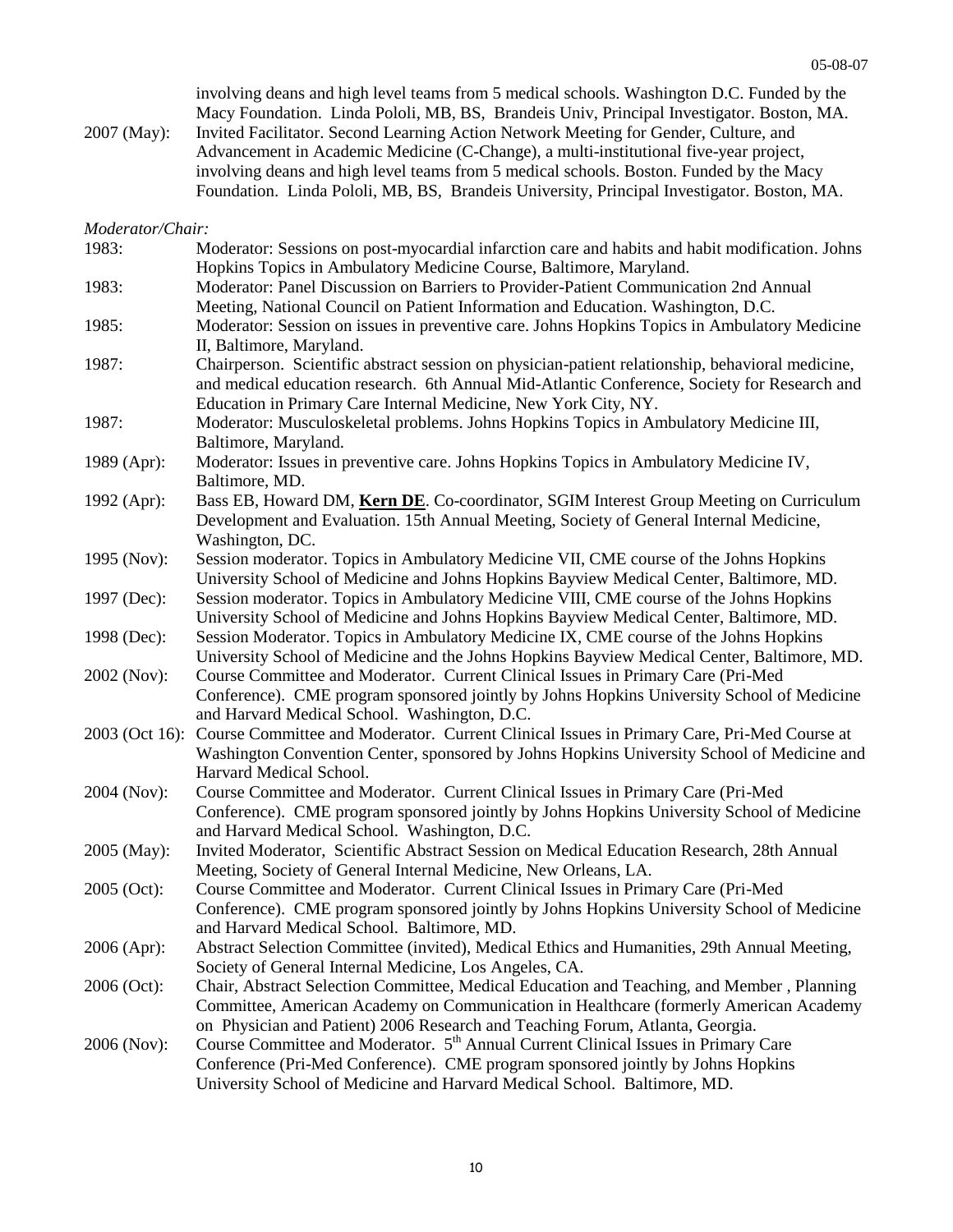involving deans and high level teams from 5 medical schools. Washington D.C. Funded by the Macy Foundation. Linda Pololi, MB, BS, Brandeis Univ, Principal Investigator. Boston, MA.

2007 (May): Invited Facilitator. Second Learning Action Network Meeting for Gender, Culture, and Advancement in Academic Medicine (C-Change), a multi-institutional five-year project, involving deans and high level teams from 5 medical schools. Boston. Funded by the Macy Foundation. Linda Pololi, MB, BS, Brandeis University, Principal Investigator. Boston, MA.

*Moderator/Chair:*

1983: Moderator: Sessions on post-myocardial infarction care and habits and habit modification. Johns Hopkins Topics in Ambulatory Medicine Course, Baltimore, Maryland.

1983: Moderator: Panel Discussion on Barriers to Provider-Patient Communication 2nd Annual Meeting, National Council on Patient Information and Education. Washington, D.C.

1985: Moderator: Session on issues in preventive care. Johns Hopkins Topics in Ambulatory Medicine II, Baltimore, Maryland.

1987: Chairperson. Scientific abstract session on physician-patient relationship, behavioral medicine, and medical education research. 6th Annual Mid-Atlantic Conference, Society for Research and Education in Primary Care Internal Medicine, New York City, NY.

1987: Moderator: Musculoskeletal problems. Johns Hopkins Topics in Ambulatory Medicine III, Baltimore, Maryland.

1989 (Apr): Moderator: Issues in preventive care. Johns Hopkins Topics in Ambulatory Medicine IV, Baltimore, MD.

1992 (Apr): Bass EB, Howard DM, **Kern DE**. Co-coordinator, SGIM Interest Group Meeting on Curriculum Development and Evaluation. 15th Annual Meeting, Society of General Internal Medicine, Washington, DC.

1995 (Nov): Session moderator. Topics in Ambulatory Medicine VII, CME course of the Johns Hopkins University School of Medicine and Johns Hopkins Bayview Medical Center, Baltimore, MD.

1997 (Dec): Session moderator. Topics in Ambulatory Medicine VIII, CME course of the Johns Hopkins University School of Medicine and Johns Hopkins Bayview Medical Center, Baltimore, MD.

1998 (Dec): Session Moderator. Topics in Ambulatory Medicine IX, CME course of the Johns Hopkins University School of Medicine and the Johns Hopkins Bayview Medical Center, Baltimore, MD.

2002 (Nov): Course Committee and Moderator. Current Clinical Issues in Primary Care (Pri-Med Conference). CME program sponsored jointly by Johns Hopkins University School of Medicine and Harvard Medical School. Washington, D.C.

2003 (Oct 16): Course Committee and Moderator. Current Clinical Issues in Primary Care, Pri-Med Course at Washington Convention Center, sponsored by Johns Hopkins University School of Medicine and Harvard Medical School.

2004 (Nov): Course Committee and Moderator. Current Clinical Issues in Primary Care (Pri-Med Conference). CME program sponsored jointly by Johns Hopkins University School of Medicine and Harvard Medical School. Washington, D.C.

2005 (May): Invited Moderator, Scientific Abstract Session on Medical Education Research, 28th Annual Meeting, Society of General Internal Medicine, New Orleans, LA.

2005 (Oct): Course Committee and Moderator. Current Clinical Issues in Primary Care (Pri-Med Conference). CME program sponsored jointly by Johns Hopkins University School of Medicine and Harvard Medical School. Baltimore, MD.

2006 (Apr): Abstract Selection Committee (invited), Medical Ethics and Humanities, 29th Annual Meeting, Society of General Internal Medicine, Los Angeles, CA.

2006 (Oct): Chair, Abstract Selection Committee, Medical Education and Teaching, and Member , Planning Committee, American Academy on Communication in Healthcare (formerly American Academy on Physician and Patient) 2006 Research and Teaching Forum, Atlanta, Georgia.

2006 (Nov): Course Committee and Moderator. 5th Annual Current Clinical Issues in Primary Care Conference (Pri-Med Conference). CME program sponsored jointly by Johns Hopkins University School of Medicine and Harvard Medical School. Baltimore, MD.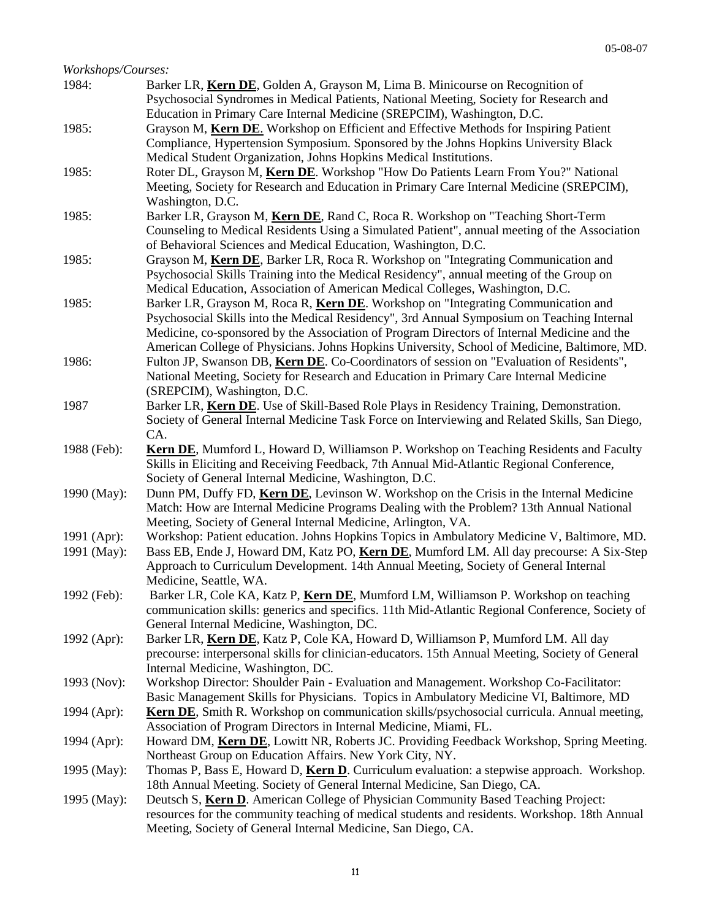*Workshops/Courses:*

1984: Barker LR, **Kern DE**, Golden A, Grayson M, Lima B. Minicourse on Recognition of Psychosocial Syndromes in Medical Patients, National Meeting, Society for Research and Education in Primary Care Internal Medicine (SREPCIM), Washington, D.C.

1985: Grayson M, **Kern DE**. Workshop on Efficient and Effective Methods for Inspiring Patient Compliance, Hypertension Symposium. Sponsored by the Johns Hopkins University Black Medical Student Organization, Johns Hopkins Medical Institutions.

1985: Roter DL, Grayson M, **Kern DE**. Workshop "How Do Patients Learn From You?" National Meeting, Society for Research and Education in Primary Care Internal Medicine (SREPCIM), Washington, D.C.

1985: Barker LR, Grayson M, **Kern DE**, Rand C, Roca R. Workshop on "Teaching Short-Term Counseling to Medical Residents Using a Simulated Patient", annual meeting of the Association of Behavioral Sciences and Medical Education, Washington, D.C.

1985: Grayson M, **Kern DE**, Barker LR, Roca R. Workshop on "Integrating Communication and Psychosocial Skills Training into the Medical Residency", annual meeting of the Group on Medical Education, Association of American Medical Colleges, Washington, D.C.

1985: Barker LR, Grayson M, Roca R, **Kern DE**. Workshop on "Integrating Communication and Psychosocial Skills into the Medical Residency", 3rd Annual Symposium on Teaching Internal Medicine, co-sponsored by the Association of Program Directors of Internal Medicine and the American College of Physicians. Johns Hopkins University, School of Medicine, Baltimore, MD.

1986: Fulton JP, Swanson DB, **Kern DE**. Co-Coordinators of session on "Evaluation of Residents", National Meeting, Society for Research and Education in Primary Care Internal Medicine (SREPCIM), Washington, D.C.

1987 Barker LR, **Kern DE**. Use of Skill-Based Role Plays in Residency Training, Demonstration. Society of General Internal Medicine Task Force on Interviewing and Related Skills, San Diego, CA.

1988 (Feb): **Kern DE**, Mumford L, Howard D, Williamson P. Workshop on Teaching Residents and Faculty Skills in Eliciting and Receiving Feedback, 7th Annual Mid-Atlantic Regional Conference, Society of General Internal Medicine, Washington, D.C.

1990 (May): Dunn PM, Duffy FD, **Kern DE**, Levinson W. Workshop on the Crisis in the Internal Medicine Match: How are Internal Medicine Programs Dealing with the Problem? 13th Annual National Meeting, Society of General Internal Medicine, Arlington, VA.

1991 (Apr): Workshop: Patient education. Johns Hopkins Topics in Ambulatory Medicine V, Baltimore, MD.

1991 (May): Bass EB, Ende J, Howard DM, Katz PO, **Kern DE**, Mumford LM. All day precourse: A Six-Step Approach to Curriculum Development. 14th Annual Meeting, Society of General Internal Medicine, Seattle, WA.

1992 (Feb): Barker LR, Cole KA, Katz P, **Kern DE**, Mumford LM, Williamson P. Workshop on teaching communication skills: generics and specifics. 11th Mid-Atlantic Regional Conference, Society of General Internal Medicine, Washington, DC.

1992 (Apr): Barker LR, **Kern DE**, Katz P, Cole KA, Howard D, Williamson P, Mumford LM. All day precourse: interpersonal skills for clinician-educators. 15th Annual Meeting, Society of General Internal Medicine, Washington, DC.

1993 (Nov): Workshop Director: Shoulder Pain - Evaluation and Management. Workshop Co-Facilitator: Basic Management Skills for Physicians. Topics in Ambulatory Medicine VI, Baltimore, MD

1994 (Apr): **Kern DE**, Smith R. Workshop on communication skills/psychosocial curricula. Annual meeting, Association of Program Directors in Internal Medicine, Miami, FL.

1994 (Apr): Howard DM, **Kern DE**, Lowitt NR, Roberts JC. Providing Feedback Workshop, Spring Meeting. Northeast Group on Education Affairs. New York City, NY.

1995 (May): Thomas P, Bass E, Howard D, **Kern D**. Curriculum evaluation: a stepwise approach. Workshop. 18th Annual Meeting. Society of General Internal Medicine, San Diego, CA.

1995 (May): Deutsch S, **Kern D**. American College of Physician Community Based Teaching Project: resources for the community teaching of medical students and residents. Workshop. 18th Annual Meeting, Society of General Internal Medicine, San Diego, CA.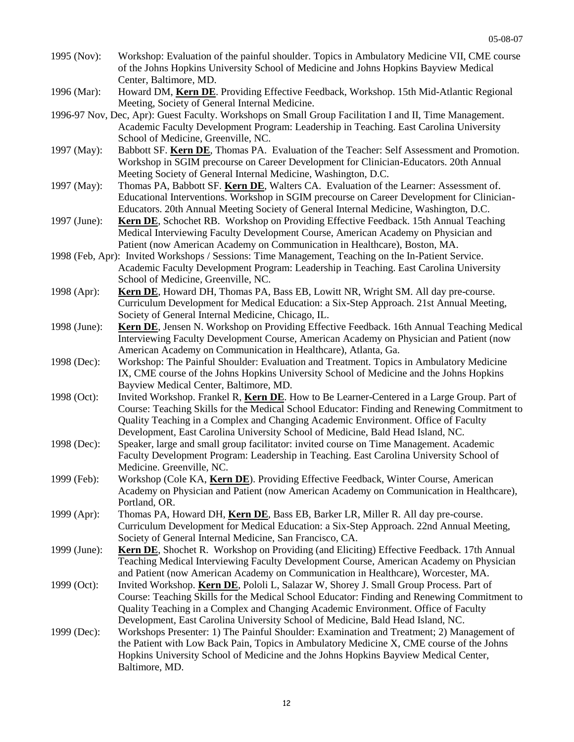1995 (Nov): Workshop: Evaluation of the painful shoulder. Topics in Ambulatory Medicine VII, CME course of the Johns Hopkins University School of Medicine and Johns Hopkins Bayview Medical Center, Baltimore, MD.

1996 (Mar): Howard DM, **Kern DE**. Providing Effective Feedback, Workshop. 15th Mid-Atlantic Regional Meeting, Society of General Internal Medicine.

1996-97 Nov, Dec, Apr): Guest Faculty. Workshops on Small Group Facilitation I and II, Time Management. Academic Faculty Development Program: Leadership in Teaching. East Carolina University School of Medicine, Greenville, NC.

1997 (May): Babbott SF. **Kern DE**, Thomas PA. Evaluation of the Teacher: Self Assessment and Promotion. Workshop in SGIM precourse on Career Development for Clinician-Educators. 20th Annual Meeting Society of General Internal Medicine, Washington, D.C.

1997 (May): Thomas PA, Babbott SF. **Kern DE**, Walters CA. Evaluation of the Learner: Assessment of. Educational Interventions. Workshop in SGIM precourse on Career Development for Clinician-Educators. 20th Annual Meeting Society of General Internal Medicine, Washington, D.C.

1997 (June): **Kern DE**, Schochet RB. Workshop on Providing Effective Feedback. 15th Annual Teaching Medical Interviewing Faculty Development Course, American Academy on Physician and Patient (now American Academy on Communication in Healthcare), Boston, MA.

1998 (Feb, Apr): Invited Workshops / Sessions: Time Management, Teaching on the In-Patient Service. Academic Faculty Development Program: Leadership in Teaching. East Carolina University School of Medicine, Greenville, NC.

1998 (Apr): **Kern DE**, Howard DH, Thomas PA, Bass EB, Lowitt NR, Wright SM. All day pre-course. Curriculum Development for Medical Education: a Six-Step Approach. 21st Annual Meeting, Society of General Internal Medicine, Chicago, IL.

1998 (June): **Kern DE**, Jensen N. Workshop on Providing Effective Feedback. 16th Annual Teaching Medical Interviewing Faculty Development Course, American Academy on Physician and Patient (now American Academy on Communication in Healthcare), Atlanta, Ga.

1998 (Dec): Workshop: The Painful Shoulder: Evaluation and Treatment. Topics in Ambulatory Medicine IX, CME course of the Johns Hopkins University School of Medicine and the Johns Hopkins Bayview Medical Center, Baltimore, MD.

1998 (Oct): Invited Workshop. Frankel R, **Kern DE**. How to Be Learner-Centered in a Large Group. Part of Course: Teaching Skills for the Medical School Educator: Finding and Renewing Commitment to Quality Teaching in a Complex and Changing Academic Environment. Office of Faculty Development, East Carolina University School of Medicine, Bald Head Island, NC.

1998 (Dec): Speaker, large and small group facilitator: invited course on Time Management. Academic Faculty Development Program: Leadership in Teaching. East Carolina University School of Medicine. Greenville, NC.

1999 (Feb): Workshop (Cole KA, **Kern DE**). Providing Effective Feedback, Winter Course, American Academy on Physician and Patient (now American Academy on Communication in Healthcare), Portland, OR.

1999 (Apr): Thomas PA, Howard DH, **Kern DE**, Bass EB, Barker LR, Miller R. All day pre-course. Curriculum Development for Medical Education: a Six-Step Approach. 22nd Annual Meeting, Society of General Internal Medicine, San Francisco, CA.

1999 (June): **Kern DE**, Shochet R. Workshop on Providing (and Eliciting) Effective Feedback. 17th Annual Teaching Medical Interviewing Faculty Development Course, American Academy on Physician and Patient (now American Academy on Communication in Healthcare), Worcester, MA.

1999 (Oct): Invited Workshop. **Kern DE**, Pololi L, Salazar W, Shorey J. Small Group Process. Part of Course: Teaching Skills for the Medical School Educator: Finding and Renewing Commitment to Quality Teaching in a Complex and Changing Academic Environment. Office of Faculty Development, East Carolina University School of Medicine, Bald Head Island, NC.

1999 (Dec): Workshops Presenter: 1) The Painful Shoulder: Examination and Treatment; 2) Management of the Patient with Low Back Pain, Topics in Ambulatory Medicine X, CME course of the Johns Hopkins University School of Medicine and the Johns Hopkins Bayview Medical Center, Baltimore, MD.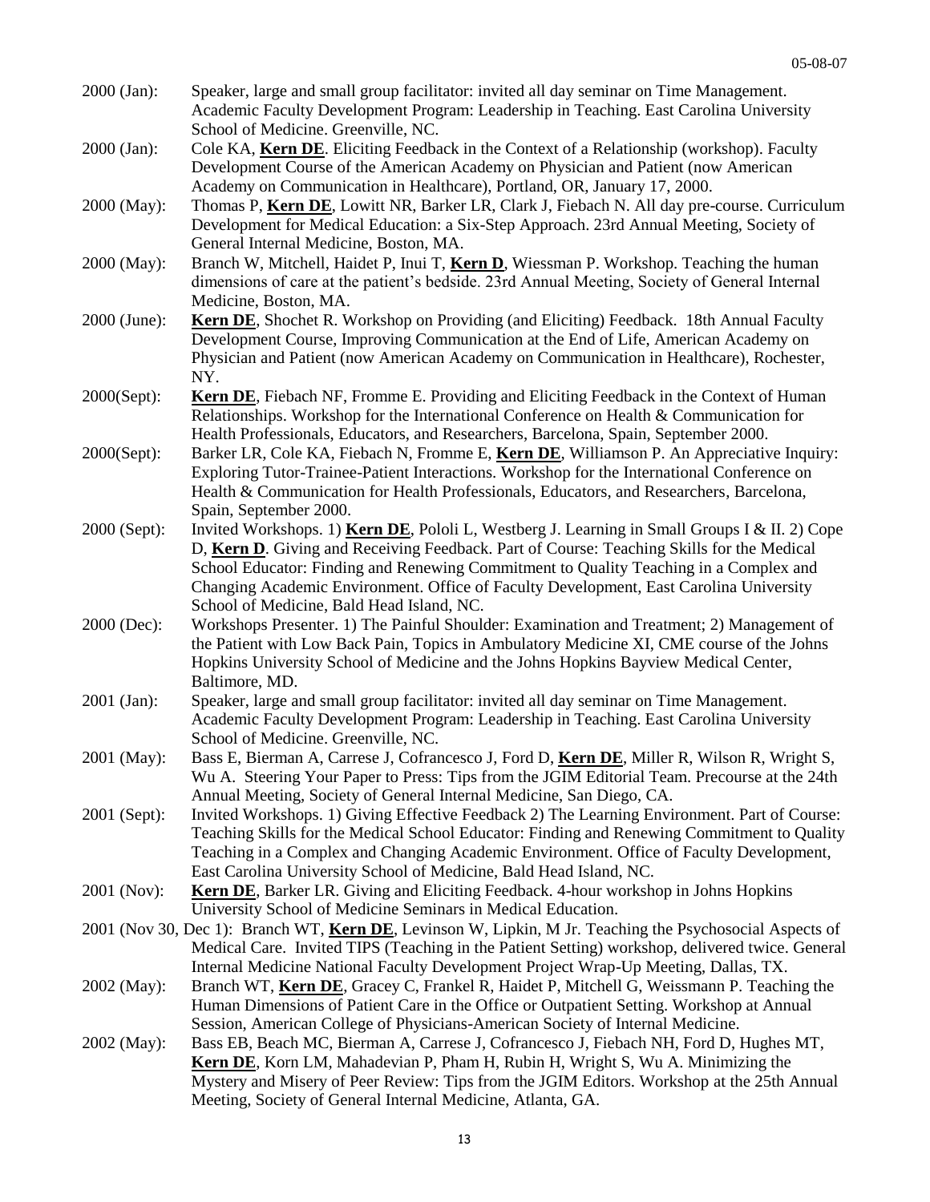2000 (Jan): Speaker, large and small group facilitator: invited all day seminar on Time Management. Academic Faculty Development Program: Leadership in Teaching. East Carolina University School of Medicine. Greenville, NC.

2000 (Jan): Cole KA, **Kern DE**. Eliciting Feedback in the Context of a Relationship (workshop). Faculty Development Course of the American Academy on Physician and Patient (now American Academy on Communication in Healthcare), Portland, OR, January 17, 2000.

2000 (May): Thomas P, **Kern DE**, Lowitt NR, Barker LR, Clark J, Fiebach N. All day pre-course. Curriculum Development for Medical Education: a Six-Step Approach. 23rd Annual Meeting, Society of General Internal Medicine, Boston, MA.

2000 (May): Branch W, Mitchell, Haidet P, Inui T, **Kern D**, Wiessman P. Workshop. Teaching the human dimensions of care at the patient's bedside. 23rd Annual Meeting, Society of General Internal Medicine, Boston, MA.

2000 (June): **Kern DE**, Shochet R. Workshop on Providing (and Eliciting) Feedback. 18th Annual Faculty Development Course, Improving Communication at the End of Life, American Academy on Physician and Patient (now American Academy on Communication in Healthcare), Rochester, NY.

2000(Sept): **Kern DE**, Fiebach NF, Fromme E. Providing and Eliciting Feedback in the Context of Human Relationships. Workshop for the International Conference on Health & Communication for Health Professionals, Educators, and Researchers, Barcelona, Spain, September 2000.

2000(Sept): Barker LR, Cole KA, Fiebach N, Fromme E, **Kern DE**, Williamson P. An Appreciative Inquiry: Exploring Tutor-Trainee-Patient Interactions. Workshop for the International Conference on Health & Communication for Health Professionals, Educators, and Researchers, Barcelona, Spain, September 2000.

2000 (Sept): Invited Workshops. 1) **Kern DE**, Pololi L, Westberg J. Learning in Small Groups I & II. 2) Cope D, **Kern D**. Giving and Receiving Feedback. Part of Course: Teaching Skills for the Medical School Educator: Finding and Renewing Commitment to Quality Teaching in a Complex and Changing Academic Environment. Office of Faculty Development, East Carolina University School of Medicine, Bald Head Island, NC.

2000 (Dec): Workshops Presenter. 1) The Painful Shoulder: Examination and Treatment; 2) Management of the Patient with Low Back Pain, Topics in Ambulatory Medicine XI, CME course of the Johns Hopkins University School of Medicine and the Johns Hopkins Bayview Medical Center, Baltimore, MD.

2001 (Jan): Speaker, large and small group facilitator: invited all day seminar on Time Management. Academic Faculty Development Program: Leadership in Teaching. East Carolina University School of Medicine. Greenville, NC.

2001 (May): Bass E, Bierman A, Carrese J, Cofrancesco J, Ford D, **Kern DE**, Miller R, Wilson R, Wright S, Wu A. Steering Your Paper to Press: Tips from the JGIM Editorial Team. Precourse at the 24th Annual Meeting, Society of General Internal Medicine, San Diego, CA.

2001 (Sept): Invited Workshops. 1) Giving Effective Feedback 2) The Learning Environment. Part of Course: Teaching Skills for the Medical School Educator: Finding and Renewing Commitment to Quality Teaching in a Complex and Changing Academic Environment. Office of Faculty Development, East Carolina University School of Medicine, Bald Head Island, NC.

2001 (Nov): **Kern DE**, Barker LR. Giving and Eliciting Feedback. 4-hour workshop in Johns Hopkins University School of Medicine Seminars in Medical Education.

2001 (Nov 30, Dec 1): Branch WT, **Kern DE**, Levinson W, Lipkin, M Jr. Teaching the Psychosocial Aspects of Medical Care. Invited TIPS (Teaching in the Patient Setting) workshop, delivered twice. General Internal Medicine National Faculty Development Project Wrap-Up Meeting, Dallas, TX.

2002 (May): Branch WT, **Kern DE**, Gracey C, Frankel R, Haidet P, Mitchell G, Weissmann P. Teaching the Human Dimensions of Patient Care in the Office or Outpatient Setting. Workshop at Annual Session, American College of Physicians-American Society of Internal Medicine.

2002 (May): Bass EB, Beach MC, Bierman A, Carrese J, Cofrancesco J, Fiebach NH, Ford D, Hughes MT, **Kern DE**, Korn LM, Mahadevian P, Pham H, Rubin H, Wright S, Wu A. Minimizing the Mystery and Misery of Peer Review: Tips from the JGIM Editors. Workshop at the 25th Annual Meeting, Society of General Internal Medicine, Atlanta, GA.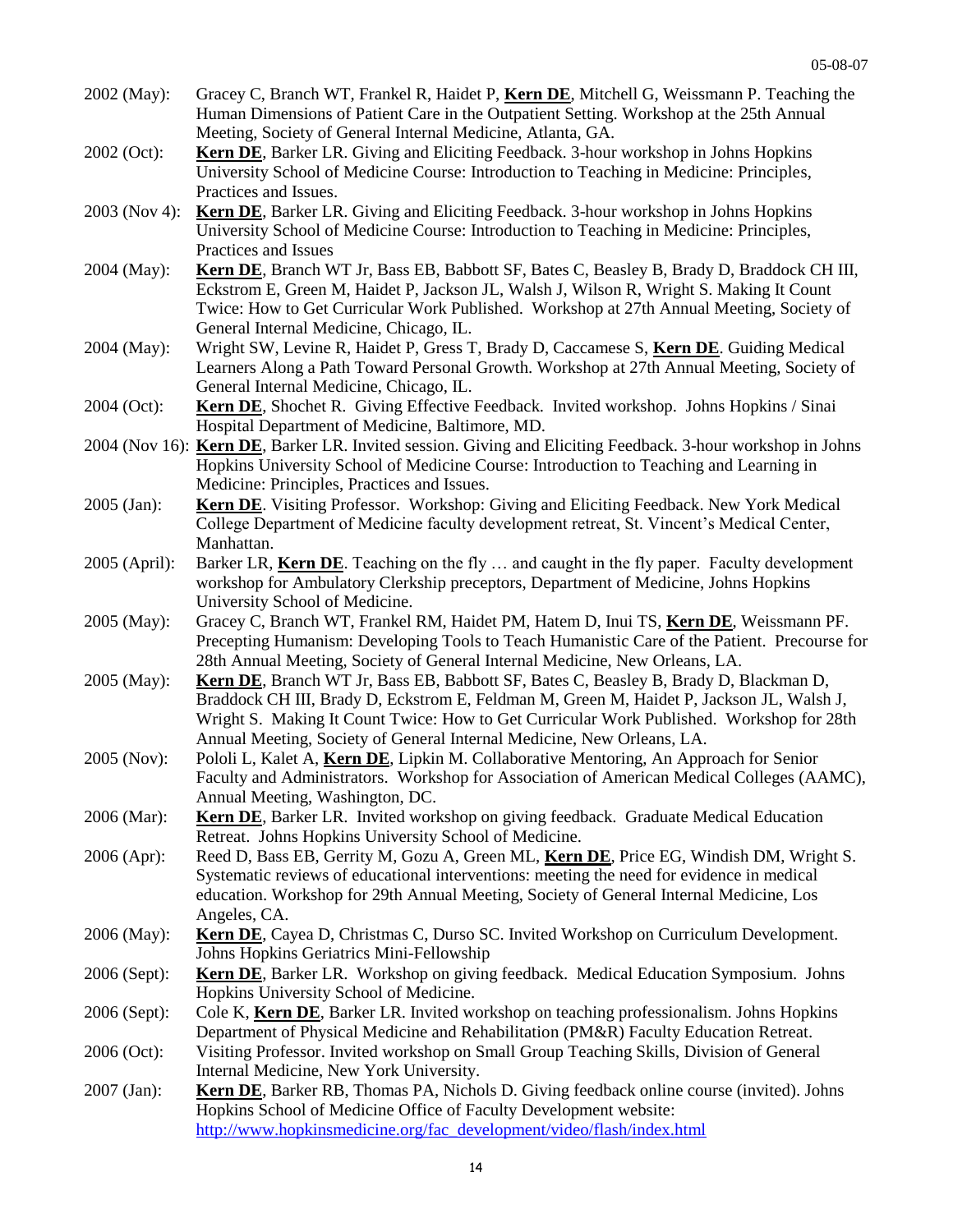2002 (May): Gracey C, Branch WT, Frankel R, Haidet P, **Kern DE**, Mitchell G, Weissmann P. Teaching the Human Dimensions of Patient Care in the Outpatient Setting. Workshop at the 25th Annual Meeting, Society of General Internal Medicine, Atlanta, GA.

2002 (Oct): **Kern DE**, Barker LR. Giving and Eliciting Feedback. 3-hour workshop in Johns Hopkins University School of Medicine Course: Introduction to Teaching in Medicine: Principles, Practices and Issues.

2003 (Nov 4): **Kern DE**, Barker LR. Giving and Eliciting Feedback. 3-hour workshop in Johns Hopkins University School of Medicine Course: Introduction to Teaching in Medicine: Principles, Practices and Issues

2004 (May): **Kern DE**, Branch WT Jr, Bass EB, Babbott SF, Bates C, Beasley B, Brady D, Braddock CH III, Eckstrom E, Green M, Haidet P, Jackson JL, Walsh J, Wilson R, Wright S. Making It Count Twice: How to Get Curricular Work Published. Workshop at 27th Annual Meeting, Society of General Internal Medicine, Chicago, IL.

2004 (May): Wright SW, Levine R, Haidet P, Gress T, Brady D, Caccamese S, **Kern DE**. Guiding Medical Learners Along a Path Toward Personal Growth. Workshop at 27th Annual Meeting, Society of General Internal Medicine, Chicago, IL.

2004 (Oct): **Kern DE**, Shochet R. Giving Effective Feedback. Invited workshop. Johns Hopkins / Sinai Hospital Department of Medicine, Baltimore, MD.

2004 (Nov 16): **Kern DE**, Barker LR. Invited session. Giving and Eliciting Feedback. 3-hour workshop in Johns Hopkins University School of Medicine Course: Introduction to Teaching and Learning in Medicine: Principles, Practices and Issues.

2005 (Jan): **Kern DE**. Visiting Professor. Workshop: Giving and Eliciting Feedback. New York Medical College Department of Medicine faculty development retreat, St. Vincent's Medical Center, Manhattan.

2005 (April): Barker LR, **Kern DE**. Teaching on the fly … and caught in the fly paper. Faculty development workshop for Ambulatory Clerkship preceptors, Department of Medicine, Johns Hopkins University School of Medicine.

2005 (May): Gracey C, Branch WT, Frankel RM, Haidet PM, Hatem D, Inui TS, **Kern DE**, Weissmann PF. Precepting Humanism: Developing Tools to Teach Humanistic Care of the Patient. Precourse for 28th Annual Meeting, Society of General Internal Medicine, New Orleans, LA.

2005 (May): **Kern DE**, Branch WT Jr, Bass EB, Babbott SF, Bates C, Beasley B, Brady D, Blackman D, Braddock CH III, Brady D, Eckstrom E, Feldman M, Green M, Haidet P, Jackson JL, Walsh J, Wright S. Making It Count Twice: How to Get Curricular Work Published. Workshop for 28th Annual Meeting, Society of General Internal Medicine, New Orleans, LA.

2005 (Nov): Pololi L, Kalet A, **Kern DE**, Lipkin M. Collaborative Mentoring, An Approach for Senior Faculty and Administrators. Workshop for Association of American Medical Colleges (AAMC), Annual Meeting, Washington, DC.

2006 (Mar): **Kern DE**, Barker LR. Invited workshop on giving feedback. Graduate Medical Education Retreat. Johns Hopkins University School of Medicine.

2006 (Apr): Reed D, Bass EB, Gerrity M, Gozu A, Green ML, **Kern DE**, Price EG, Windish DM, Wright S. Systematic reviews of educational interventions: meeting the need for evidence in medical education. Workshop for 29th Annual Meeting, Society of General Internal Medicine, Los Angeles, CA.

2006 (May): **Kern DE**, Cayea D, Christmas C, Durso SC. Invited Workshop on Curriculum Development. Johns Hopkins Geriatrics Mini-Fellowship

2006 (Sept): **Kern DE**, Barker LR. Workshop on giving feedback. Medical Education Symposium. Johns Hopkins University School of Medicine.

2006 (Sept): Cole K, **Kern DE**, Barker LR. Invited workshop on teaching professionalism. Johns Hopkins Department of Physical Medicine and Rehabilitation (PM&R) Faculty Education Retreat.

2006 (Oct): Visiting Professor. Invited workshop on Small Group Teaching Skills, Division of General Internal Medicine, New York University.

2007 (Jan): **Kern DE**, Barker RB, Thomas PA, Nichols D. Giving feedback online course (invited). Johns Hopkins School of Medicine Office of Faculty Development website: http://www.hopkinsmedicine.org/fac_development/video/flash/index.html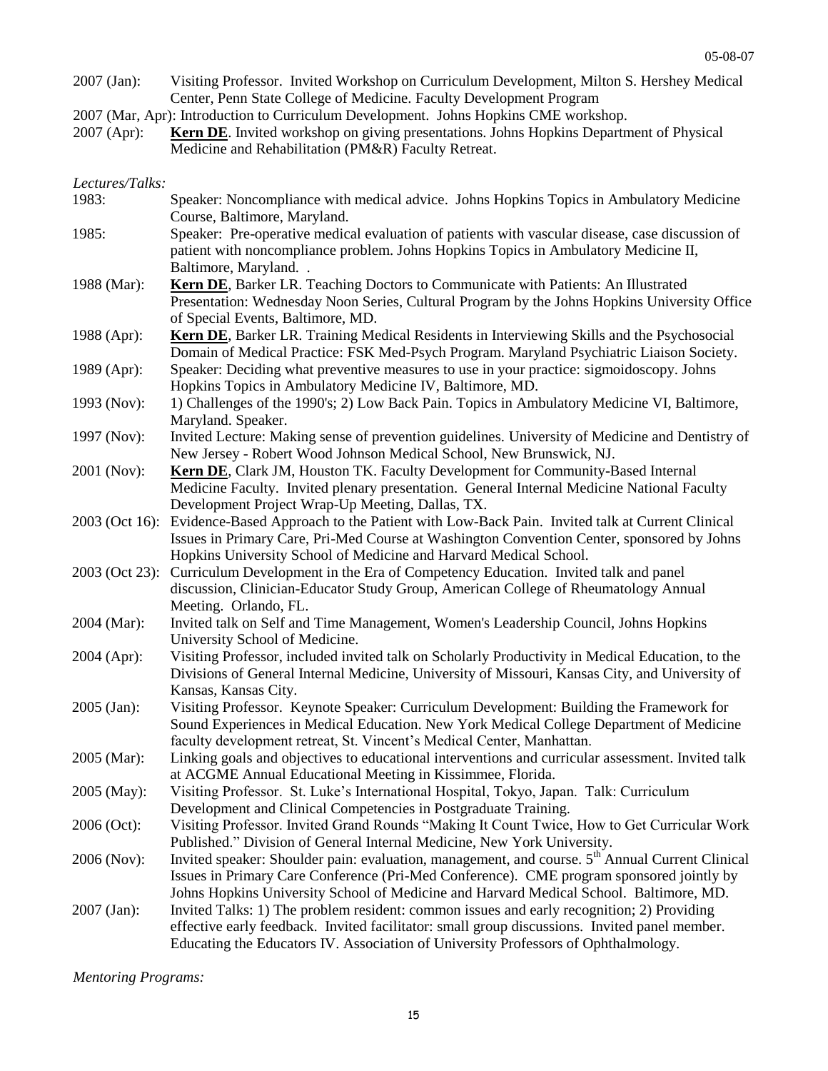2007 (Jan): Visiting Professor. Invited Workshop on Curriculum Development, Milton S. Hershey Medical Center, Penn State College of Medicine. Faculty Development Program

2007 (Mar, Apr): Introduction to Curriculum Development. Johns Hopkins CME workshop.

2007 (Apr): **Kern DE**. Invited workshop on giving presentations. Johns Hopkins Department of Physical Medicine and Rehabilitation (PM&R) Faculty Retreat.

*Lectures/Talks:*

1983: Speaker: Noncompliance with medical advice. Johns Hopkins Topics in Ambulatory Medicine Course, Baltimore, Maryland.

1985: Speaker: Pre-operative medical evaluation of patients with vascular disease, case discussion of patient with noncompliance problem. Johns Hopkins Topics in Ambulatory Medicine II, Baltimore, Maryland. .

1988 (Mar): **Kern DE**, Barker LR. Teaching Doctors to Communicate with Patients: An Illustrated Presentation: Wednesday Noon Series, Cultural Program by the Johns Hopkins University Office of Special Events, Baltimore, MD.

1988 (Apr): **Kern DE**, Barker LR. Training Medical Residents in Interviewing Skills and the Psychosocial Domain of Medical Practice: FSK Med-Psych Program. Maryland Psychiatric Liaison Society.

1989 (Apr): Speaker: Deciding what preventive measures to use in your practice: sigmoidoscopy. Johns Hopkins Topics in Ambulatory Medicine IV, Baltimore, MD.

1993 (Nov): 1) Challenges of the 1990's; 2) Low Back Pain. Topics in Ambulatory Medicine VI, Baltimore, Maryland. Speaker.

1997 (Nov): Invited Lecture: Making sense of prevention guidelines. University of Medicine and Dentistry of New Jersey - Robert Wood Johnson Medical School, New Brunswick, NJ.

2001 (Nov): **Kern DE**, Clark JM, Houston TK. Faculty Development for Community-Based Internal Medicine Faculty. Invited plenary presentation. General Internal Medicine National Faculty Development Project Wrap-Up Meeting, Dallas, TX.

2003 (Oct 16): Evidence-Based Approach to the Patient with Low-Back Pain. Invited talk at Current Clinical Issues in Primary Care, Pri-Med Course at Washington Convention Center, sponsored by Johns Hopkins University School of Medicine and Harvard Medical School.

2003 (Oct 23): Curriculum Development in the Era of Competency Education. Invited talk and panel discussion, Clinician-Educator Study Group, American College of Rheumatology Annual Meeting. Orlando, FL.

2004 (Mar): Invited talk on Self and Time Management, Women's Leadership Council, Johns Hopkins University School of Medicine.

2004 (Apr): Visiting Professor, included invited talk on Scholarly Productivity in Medical Education, to the Divisions of General Internal Medicine, University of Missouri, Kansas City, and University of Kansas, Kansas City.

2005 (Jan): Visiting Professor. Keynote Speaker: Curriculum Development: Building the Framework for Sound Experiences in Medical Education. New York Medical College Department of Medicine faculty development retreat, St. Vincent's Medical Center, Manhattan.

2005 (Mar): Linking goals and objectives to educational interventions and curricular assessment. Invited talk at ACGME Annual Educational Meeting in Kissimmee, Florida.

2005 (May): Visiting Professor. St. Luke's International Hospital, Tokyo, Japan. Talk: Curriculum Development and Clinical Competencies in Postgraduate Training.

2006 (Oct): Visiting Professor. Invited Grand Rounds "Making It Count Twice, How to Get Curricular Work Published." Division of General Internal Medicine, New York University.

2006 (Nov): Invited speaker: Shoulder pain: evaluation, management, and course. 5th Annual Current Clinical Issues in Primary Care Conference (Pri-Med Conference). CME program sponsored jointly by Johns Hopkins University School of Medicine and Harvard Medical School. Baltimore, MD.

2007 (Jan): Invited Talks: 1) The problem resident: common issues and early recognition; 2) Providing effective early feedback. Invited facilitator: small group discussions. Invited panel member. Educating the Educators IV. Association of University Professors of Ophthalmology.

*Mentoring Programs:*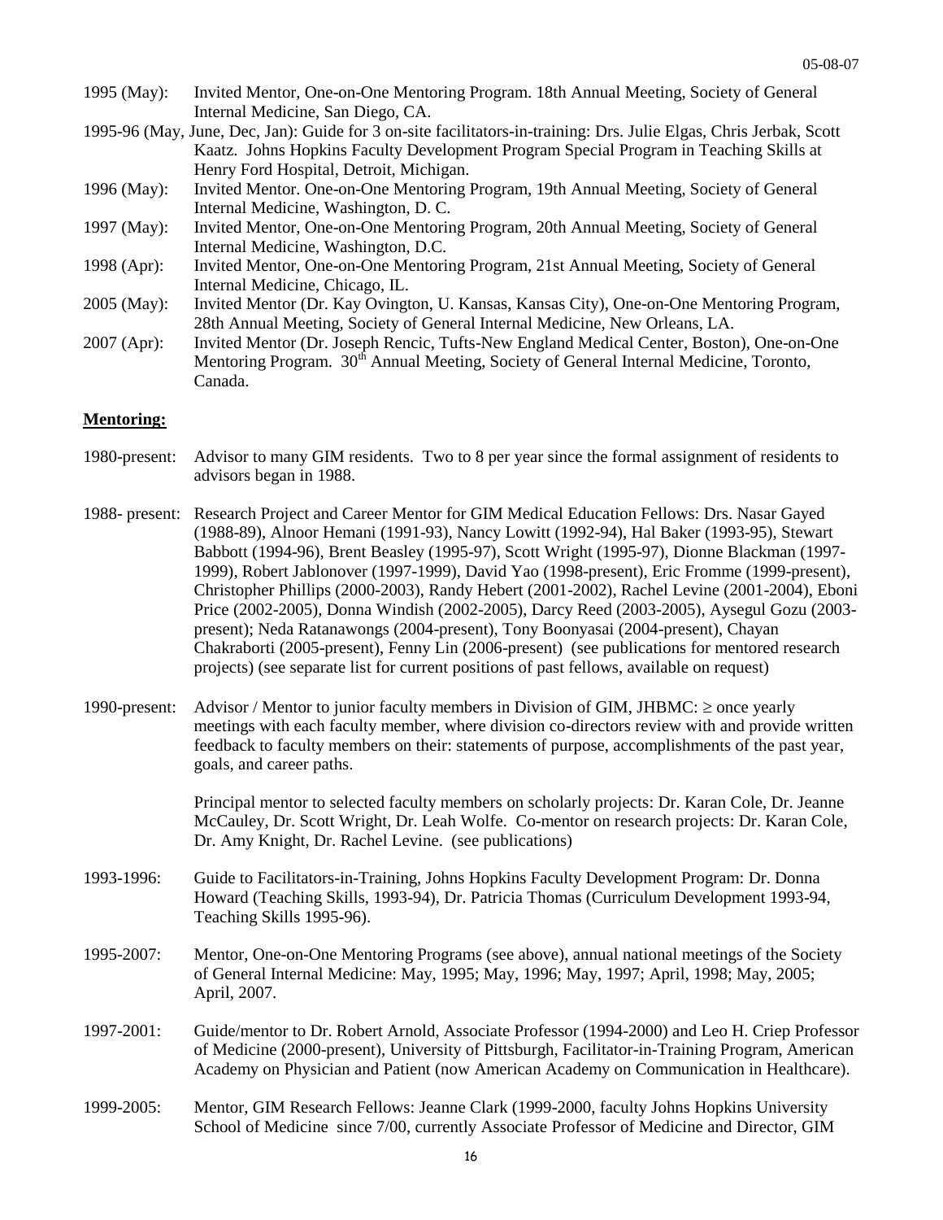1995 (May): Invited Mentor, One-on-One Mentoring Program. 18th Annual Meeting, Society of General Internal Medicine, San Diego, CA.

1995-96 (May, June, Dec, Jan): Guide for 3 on-site facilitators-in-training: Drs. Julie Elgas, Chris Jerbak, Scott Kaatz. Johns Hopkins Faculty Development Program Special Program in Teaching Skills at Henry Ford Hospital, Detroit, Michigan.

1996 (May): Invited Mentor. One-on-One Mentoring Program, 19th Annual Meeting, Society of General Internal Medicine, Washington, D. C.

1997 (May): Invited Mentor, One-on-One Mentoring Program, 20th Annual Meeting, Society of General Internal Medicine, Washington, D.C.

1998 (Apr): Invited Mentor, One-on-One Mentoring Program, 21st Annual Meeting, Society of General Internal Medicine, Chicago, IL.

2005 (May): Invited Mentor (Dr. Kay Ovington, U. Kansas, Kansas City), One-on-One Mentoring Program, 28th Annual Meeting, Society of General Internal Medicine, New Orleans, LA.

2007 (Apr): Invited Mentor (Dr. Joseph Rencic, Tufts-New England Medical Center, Boston), One-on-One Mentoring Program. 30th Annual Meeting, Society of General Internal Medicine, Toronto, Canada.

**Mentoring:**

1980-present: Advisor to many GIM residents. Two to 8 per year since the formal assignment of residents to advisors began in 1988.

1988- present: Research Project and Career Mentor for GIM Medical Education Fellows: Drs. Nasar Gayed (1988-89), Alnoor Hemani (1991-93), Nancy Lowitt (1992-94), Hal Baker (1993-95), Stewart Babbott (1994-96), Brent Beasley (1995-97), Scott Wright (1995-97), Dionne Blackman (1997-1999), Robert Jablonover (1997-1999), David Yao (1998-present), Eric Fromme (1999-present), Christopher Phillips (2000-2003), Randy Hebert (2001-2002), Rachel Levine (2001-2004), Eboni Price (2002-2005), Donna Windish (2002-2005), Darcy Reed (2003-2005), Aysegul Gozu (2003-present); Neda Ratanawongs (2004-present), Tony Boonyasai (2004-present), Chayan Chakraborti (2005-present), Fenny Lin (2006-present) (see publications for mentored research projects) (see separate list for current positions of past fellows, available on request)

1990-present: Advisor / Mentor to junior faculty members in Division of GIM, JHBMC: ≥ once yearly meetings with each faculty member, where division co-directors review with and provide written feedback to faculty members on their: statements of purpose, accomplishments of the past year, goals, and career paths.

Principal mentor to selected faculty members on scholarly projects: Dr. Karan Cole, Dr. Jeanne McCauley, Dr. Scott Wright, Dr. Leah Wolfe. Co-mentor on research projects: Dr. Karan Cole, Dr. Amy Knight, Dr. Rachel Levine. (see publications)

1993-1996: Guide to Facilitators-in-Training, Johns Hopkins Faculty Development Program: Dr. Donna Howard (Teaching Skills, 1993-94), Dr. Patricia Thomas (Curriculum Development 1993-94, Teaching Skills 1995-96).

1995-2007: Mentor, One-on-One Mentoring Programs (see above), annual national meetings of the Society of General Internal Medicine: May, 1995; May, 1996; May, 1997; April, 1998; May, 2005; April, 2007.

1997-2001: Guide/mentor to Dr. Robert Arnold, Associate Professor (1994-2000) and Leo H. Criep Professor of Medicine (2000-present), University of Pittsburgh, Facilitator-in-Training Program, American Academy on Physician and Patient (now American Academy on Communication in Healthcare).

1999-2005: Mentor, GIM Research Fellows: Jeanne Clark (1999-2000, faculty Johns Hopkins University School of Medicine since 7/00, currently Associate Professor of Medicine and Director, GIM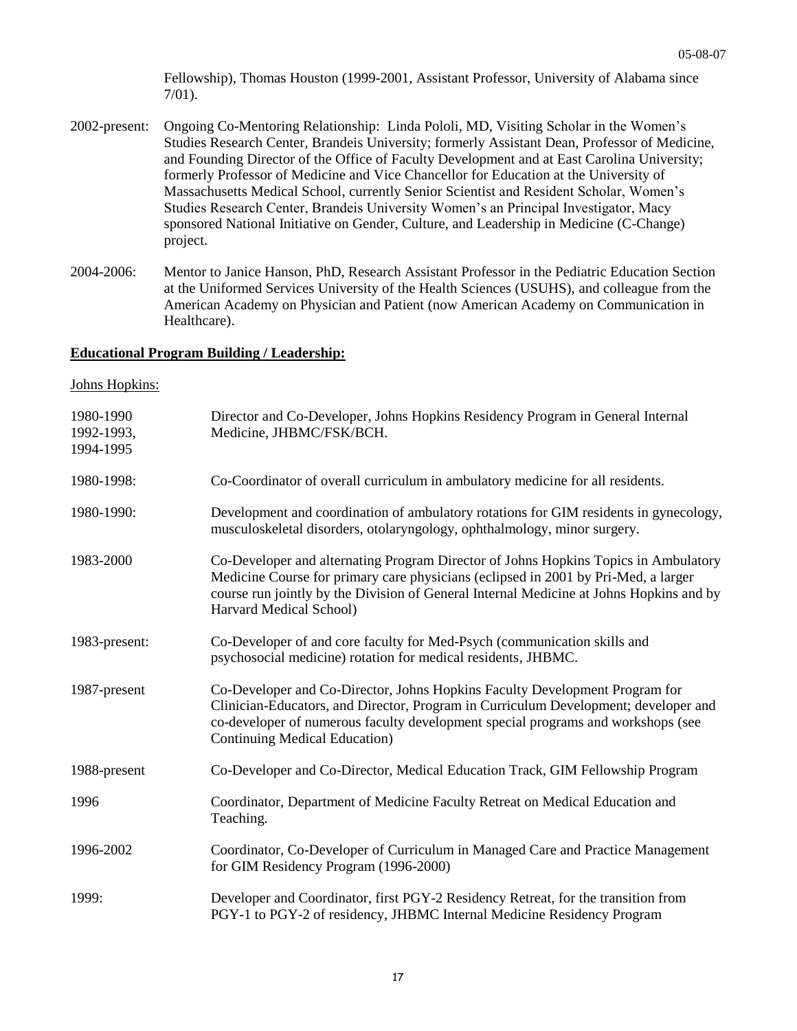Fellowship), Thomas Houston (1999-2001, Assistant Professor, University of Alabama since 7/01).

2002-present: Ongoing Co-Mentoring Relationship: Linda Pololi, MD, Visiting Scholar in the Women's Studies Research Center, Brandeis University; formerly Assistant Dean, Professor of Medicine, and Founding Director of the Office of Faculty Development and at East Carolina University; formerly Professor of Medicine and Vice Chancellor for Education at the University of Massachusetts Medical School, currently Senior Scientist and Resident Scholar, Women's Studies Research Center, Brandeis University Women's an Principal Investigator, Macy sponsored National Initiative on Gender, Culture, and Leadership in Medicine (C-Change) project.

2004-2006: Mentor to Janice Hanson, PhD, Research Assistant Professor in the Pediatric Education Section at the Uniformed Services University of the Health Sciences (USUHS), and colleague from the American Academy on Physician and Patient (now American Academy on Communication in Healthcare).

**Educational Program Building / Leadership:**

Johns Hopkins:

1980-1990, 1992-1993, 1994-1995: Director and Co-Developer, Johns Hopkins Residency Program in General Internal Medicine, JHBMC/FSK/BCH.

1980-1998: Co-Coordinator of overall curriculum in ambulatory medicine for all residents.

1980-1990: Development and coordination of ambulatory rotations for GIM residents in gynecology, musculoskeletal disorders, otolaryngology, ophthalmology, minor surgery.

1983-2000: Co-Developer and alternating Program Director of Johns Hopkins Topics in Ambulatory Medicine Course for primary care physicians (eclipsed in 2001 by Pri-Med, a larger course run jointly by the Division of General Internal Medicine at Johns Hopkins and by Harvard Medical School)

1983-present: Co-Developer of and core faculty for Med-Psych (communication skills and psychosocial medicine) rotation for medical residents, JHBMC.

1987-present: Co-Developer and Co-Director, Johns Hopkins Faculty Development Program for Clinician-Educators, and Director, Program in Curriculum Development; developer and co-developer of numerous faculty development special programs and workshops (see Continuing Medical Education)

1988-present: Co-Developer and Co-Director, Medical Education Track, GIM Fellowship Program

1996: Coordinator, Department of Medicine Faculty Retreat on Medical Education and Teaching.

1996-2002: Coordinator, Co-Developer of Curriculum in Managed Care and Practice Management for GIM Residency Program (1996-2000)

1999: Developer and Coordinator, first PGY-2 Residency Retreat, for the transition from PGY-1 to PGY-2 of residency, JHBMC Internal Medicine Residency Program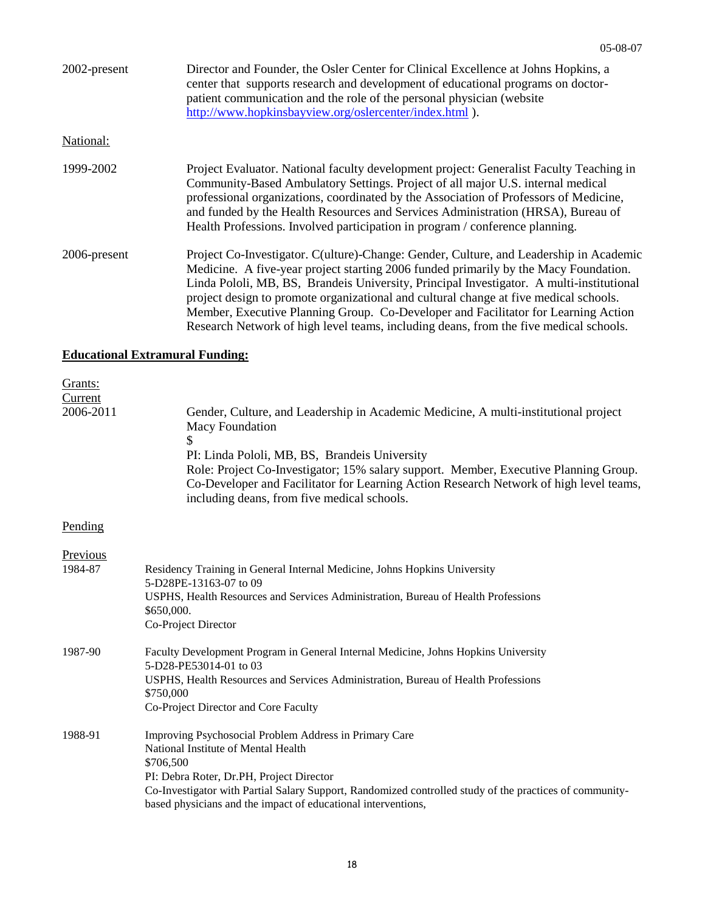05-08-07

2002-present — Director and Founder, the Osler Center for Clinical Excellence at Johns Hopkins, a center that supports research and development of educational programs on doctor-patient communication and the role of the personal physician (website http://www.hopkinsbayview.org/oslercenter/index.html ).

National:

1999-2002 — Project Evaluator. National faculty development project: Generalist Faculty Teaching in Community-Based Ambulatory Settings. Project of all major U.S. internal medical professional organizations, coordinated by the Association of Professors of Medicine, and funded by the Health Resources and Services Administration (HRSA), Bureau of Health Professions. Involved participation in program / conference planning.

2006-present — Project Co-Investigator. C(ulture)-Change: Gender, Culture, and Leadership in Academic Medicine. A five-year project starting 2006 funded primarily by the Macy Foundation. Linda Pololi, MB, BS, Brandeis University, Principal Investigator. A multi-institutional project design to promote organizational and cultural change at five medical schools. Member, Executive Planning Group. Co-Developer and Facilitator for Learning Action Research Network of high level teams, including deans, from the five medical schools.

**Educational Extramural Funding:**

Grants:

Current

2006-2011 — Gender, Culture, and Leadership in Academic Medicine, A multi-institutional project
Macy Foundation
$
PI: Linda Pololi, MB, BS, Brandeis University
Role: Project Co-Investigator; 15% salary support. Member, Executive Planning Group. Co-Developer and Facilitator for Learning Action Research Network of high level teams, including deans, from five medical schools.

Pending

Previous

1984-87 — Residency Training in General Internal Medicine, Johns Hopkins University
5-D28PE-13163-07 to 09
USPHS, Health Resources and Services Administration, Bureau of Health Professions
$650,000.
Co-Project Director

1987-90 — Faculty Development Program in General Internal Medicine, Johns Hopkins University
5-D28-PE53014-01 to 03
USPHS, Health Resources and Services Administration, Bureau of Health Professions
$750,000
Co-Project Director and Core Faculty

1988-91 — Improving Psychosocial Problem Address in Primary Care
National Institute of Mental Health
$706,500
PI: Debra Roter, Dr.PH, Project Director
Co-Investigator with Partial Salary Support, Randomized controlled study of the practices of community-based physicians and the impact of educational interventions,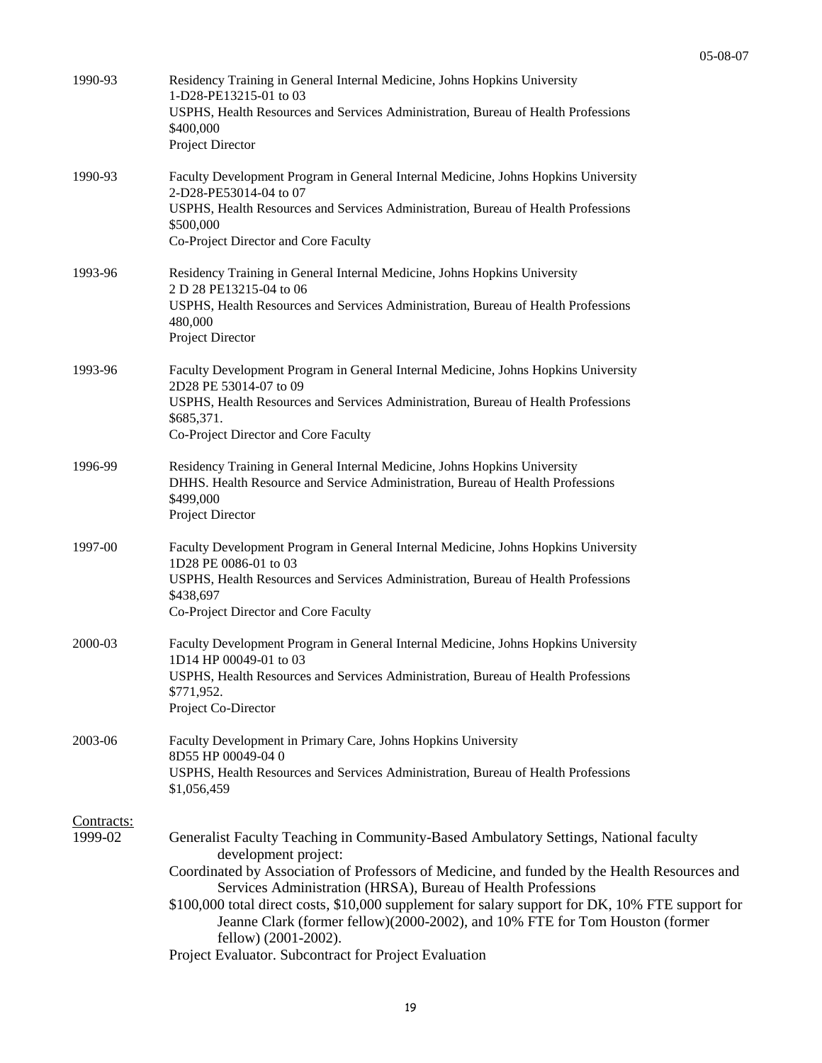1990-93 Residency Training in General Internal Medicine, Johns Hopkins University
1-D28-PE13215-01 to 03
USPHS, Health Resources and Services Administration, Bureau of Health Professions
$400,000
Project Director

1990-93 Faculty Development Program in General Internal Medicine, Johns Hopkins University
2-D28-PE53014-04 to 07
USPHS, Health Resources and Services Administration, Bureau of Health Professions
$500,000
Co-Project Director and Core Faculty

1993-96 Residency Training in General Internal Medicine, Johns Hopkins University
2 D 28 PE13215-04 to 06
USPHS, Health Resources and Services Administration, Bureau of Health Professions
480,000
Project Director

1993-96 Faculty Development Program in General Internal Medicine, Johns Hopkins University
2D28 PE 53014-07 to 09
USPHS, Health Resources and Services Administration, Bureau of Health Professions
$685,371.
Co-Project Director and Core Faculty

1996-99 Residency Training in General Internal Medicine, Johns Hopkins University
DHHS. Health Resource and Service Administration, Bureau of Health Professions
$499,000
Project Director

1997-00 Faculty Development Program in General Internal Medicine, Johns Hopkins University
1D28 PE 0086-01 to 03
USPHS, Health Resources and Services Administration, Bureau of Health Professions
$438,697
Co-Project Director and Core Faculty

2000-03 Faculty Development Program in General Internal Medicine, Johns Hopkins University
1D14 HP 00049-01 to 03
USPHS, Health Resources and Services Administration, Bureau of Health Professions
$771,952.
Project Co-Director

2003-06 Faculty Development in Primary Care, Johns Hopkins University
8D55 HP 00049-04 0
USPHS, Health Resources and Services Administration, Bureau of Health Professions
$1,056,459

Contracts:

1999-02 Generalist Faculty Teaching in Community-Based Ambulatory Settings, National faculty development project:
Coordinated by Association of Professors of Medicine, and funded by the Health Resources and Services Administration (HRSA), Bureau of Health Professions
$100,000 total direct costs, $10,000 supplement for salary support for DK, 10% FTE support for Jeanne Clark (former fellow)(2000-2002), and 10% FTE for Tom Houston (former fellow) (2001-2002).
Project Evaluator. Subcontract for Project Evaluation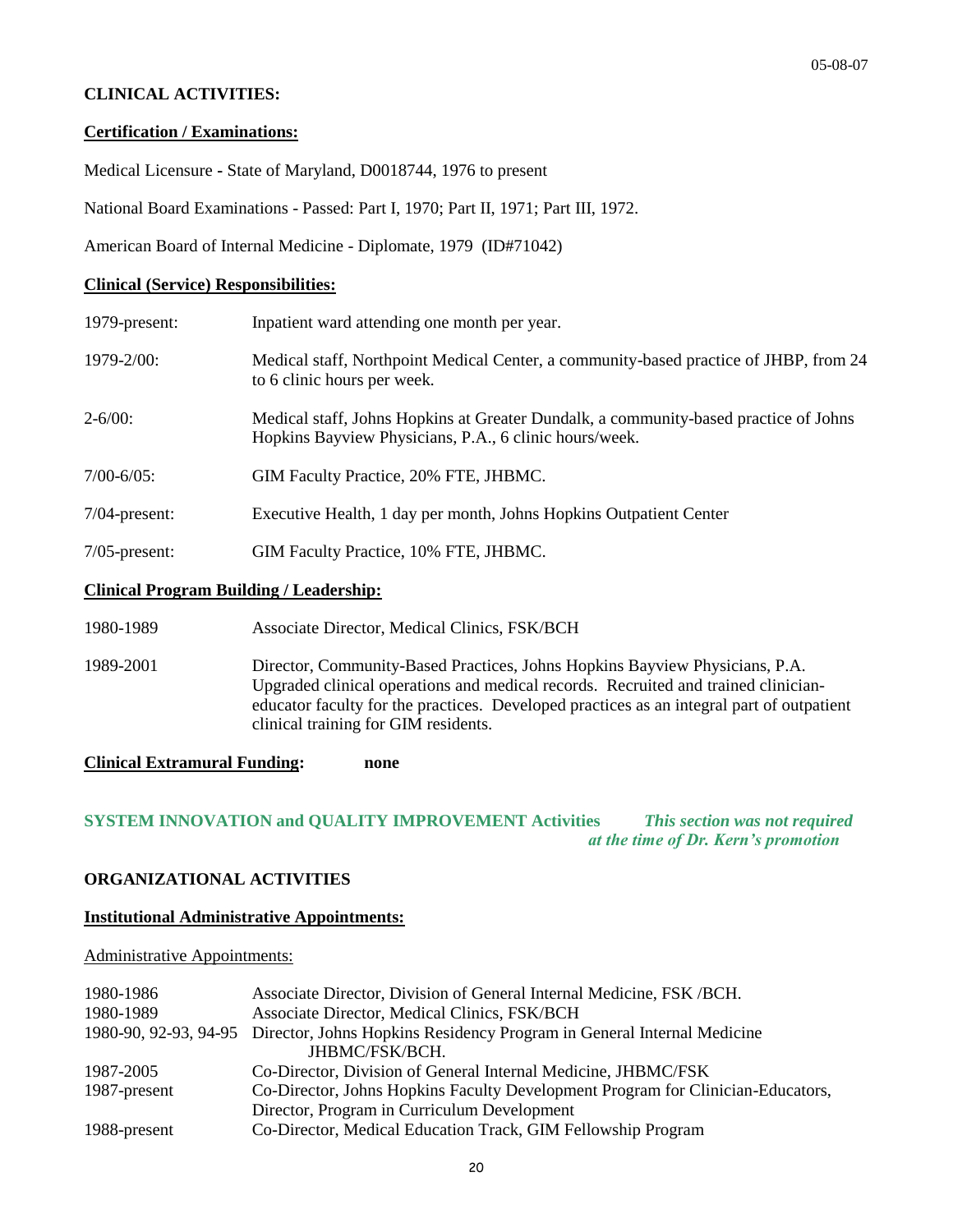**CLINICAL ACTIVITIES:**

**Certification / Examinations:**

Medical Licensure - State of Maryland, D0018744, 1976 to present

National Board Examinations - Passed: Part I, 1970; Part II, 1971; Part III, 1972.

American Board of Internal Medicine - Diplomate, 1979 (ID#71042)

**Clinical (Service) Responsibilities:**

| | |
|---|---|
| 1979-present: | Inpatient ward attending one month per year. |
| 1979-2/00: | Medical staff, Northpoint Medical Center, a community-based practice of JHBP, from 24 to 6 clinic hours per week. |
| 2-6/00: | Medical staff, Johns Hopkins at Greater Dundalk, a community-based practice of Johns Hopkins Bayview Physicians, P.A., 6 clinic hours/week. |
| 7/00-6/05: | GIM Faculty Practice, 20% FTE, JHBMC. |
| 7/04-present: | Executive Health, 1 day per month, Johns Hopkins Outpatient Center |
| 7/05-present: | GIM Faculty Practice, 10% FTE, JHBMC. |

**Clinical Program Building / Leadership:**

| | |
|---|---|
| 1980-1989 | Associate Director, Medical Clinics, FSK/BCH |
| 1989-2001 | Director, Community-Based Practices, Johns Hopkins Bayview Physicians, P.A. Upgraded clinical operations and medical records. Recruited and trained clinician-educator faculty for the practices. Developed practices as an integral part of outpatient clinical training for GIM residents. |

**Clinical Extramural Funding:** **none**

**SYSTEM INNOVATION and QUALITY IMPROVEMENT Activities** ***This section was not required at the time of Dr. Kern's promotion***

**ORGANIZATIONAL ACTIVITIES**

**Institutional Administrative Appointments:**

Administrative Appointments:

| | |
|---|---|
| 1980-1986 | Associate Director, Division of General Internal Medicine, FSK /BCH. |
| 1980-1989 | Associate Director, Medical Clinics, FSK/BCH |
| 1980-90, 92-93, 94-95 | Director, Johns Hopkins Residency Program in General Internal Medicine JHBMC/FSK/BCH. |
| 1987-2005 | Co-Director, Division of General Internal Medicine, JHBMC/FSK |
| 1987-present | Co-Director, Johns Hopkins Faculty Development Program for Clinician-Educators, Director, Program in Curriculum Development |
| 1988-present | Co-Director, Medical Education Track, GIM Fellowship Program |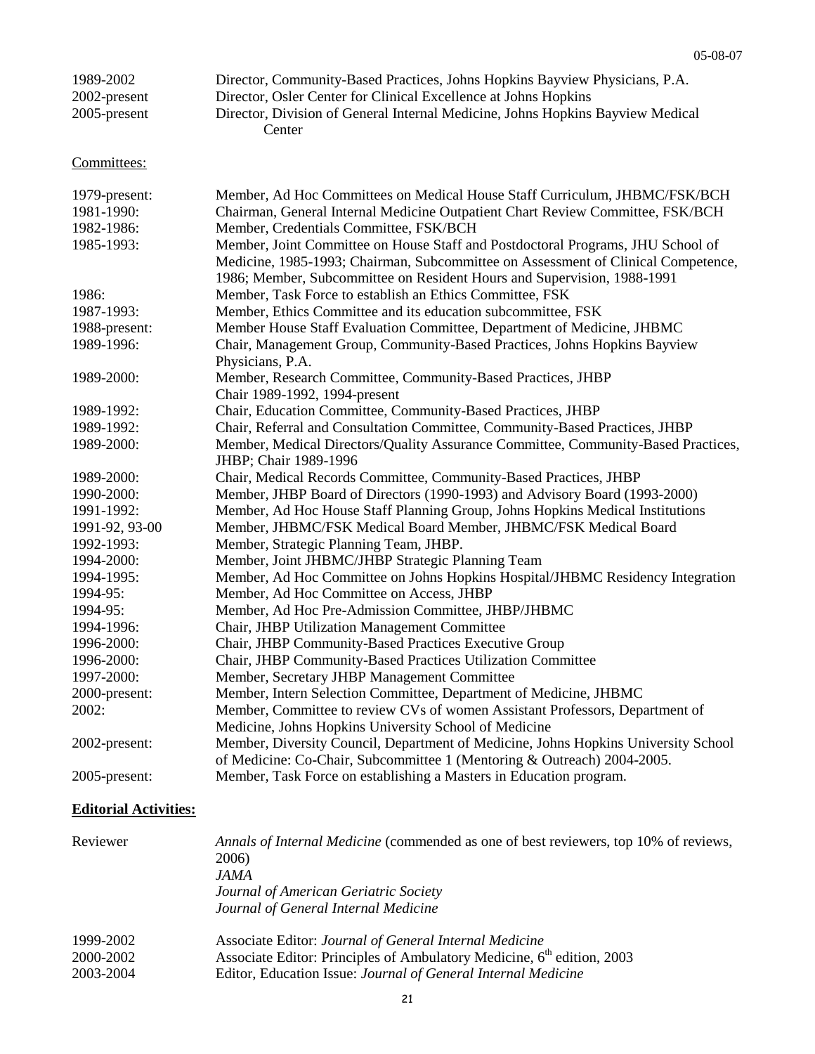| | |
|---|---|
| 1989-2002 | Director, Community-Based Practices, Johns Hopkins Bayview Physicians, P.A. |
| 2002-present | Director, Osler Center for Clinical Excellence at Johns Hopkins |
| 2005-present | Director, Division of General Internal Medicine, Johns Hopkins Bayview Medical Center |

Committees:

| | |
|---|---|
| 1979-present: | Member, Ad Hoc Committees on Medical House Staff Curriculum, JHBMC/FSK/BCH |
| 1981-1990: | Chairman, General Internal Medicine Outpatient Chart Review Committee, FSK/BCH |
| 1982-1986: | Member, Credentials Committee, FSK/BCH |
| 1985-1993: | Member, Joint Committee on House Staff and Postdoctoral Programs, JHU School of Medicine, 1985-1993; Chairman, Subcommittee on Assessment of Clinical Competence, 1986; Member, Subcommittee on Resident Hours and Supervision, 1988-1991 |
| 1986: | Member, Task Force to establish an Ethics Committee, FSK |
| 1987-1993: | Member, Ethics Committee and its education subcommittee, FSK |
| 1988-present: | Member House Staff Evaluation Committee, Department of Medicine, JHBMC |
| 1989-1996: | Chair, Management Group, Community-Based Practices, Johns Hopkins Bayview Physicians, P.A. |
| 1989-2000: | Member, Research Committee, Community-Based Practices, JHBP Chair 1989-1992, 1994-present |
| 1989-1992: | Chair, Education Committee, Community-Based Practices, JHBP |
| 1989-1992: | Chair, Referral and Consultation Committee, Community-Based Practices, JHBP |
| 1989-2000: | Member, Medical Directors/Quality Assurance Committee, Community-Based Practices, JHBP; Chair 1989-1996 |
| 1989-2000: | Chair, Medical Records Committee, Community-Based Practices, JHBP |
| 1990-2000: | Member, JHBP Board of Directors (1990-1993) and Advisory Board (1993-2000) |
| 1991-1992: | Member, Ad Hoc House Staff Planning Group, Johns Hopkins Medical Institutions |
| 1991-92, 93-00 | Member, JHBMC/FSK Medical Board Member, JHBMC/FSK Medical Board |
| 1992-1993: | Member, Strategic Planning Team, JHBP. |
| 1994-2000: | Member, Joint JHBMC/JHBP Strategic Planning Team |
| 1994-1995: | Member, Ad Hoc Committee on Johns Hopkins Hospital/JHBMC Residency Integration |
| 1994-95: | Member, Ad Hoc Committee on Access, JHBP |
| 1994-95: | Member, Ad Hoc Pre-Admission Committee, JHBP/JHBMC |
| 1994-1996: | Chair, JHBP Utilization Management Committee |
| 1996-2000: | Chair, JHBP Community-Based Practices Executive Group |
| 1996-2000: | Chair, JHBP Community-Based Practices Utilization Committee |
| 1997-2000: | Member, Secretary JHBP Management Committee |
| 2000-present: | Member, Intern Selection Committee, Department of Medicine, JHBMC |
| 2002: | Member, Committee to review CVs of women Assistant Professors, Department of Medicine, Johns Hopkins University School of Medicine |
| 2002-present: | Member, Diversity Council, Department of Medicine, Johns Hopkins University School of Medicine: Co-Chair, Subcommittee 1 (Mentoring & Outreach) 2004-2005. |
| 2005-present: | Member, Task Force on establishing a Masters in Education program. |

**Editorial Activities:**

| | |
|---|---|
| Reviewer | *Annals of Internal Medicine* (commended as one of best reviewers, top 10% of reviews, 2006)<br>*JAMA*<br>*Journal of American Geriatric Society*<br>*Journal of General Internal Medicine* |
| 1999-2002 | Associate Editor: *Journal of General Internal Medicine* |
| 2000-2002 | Associate Editor: Principles of Ambulatory Medicine, 6th edition, 2003 |
| 2003-2004 | Editor, Education Issue: *Journal of General Internal Medicine* |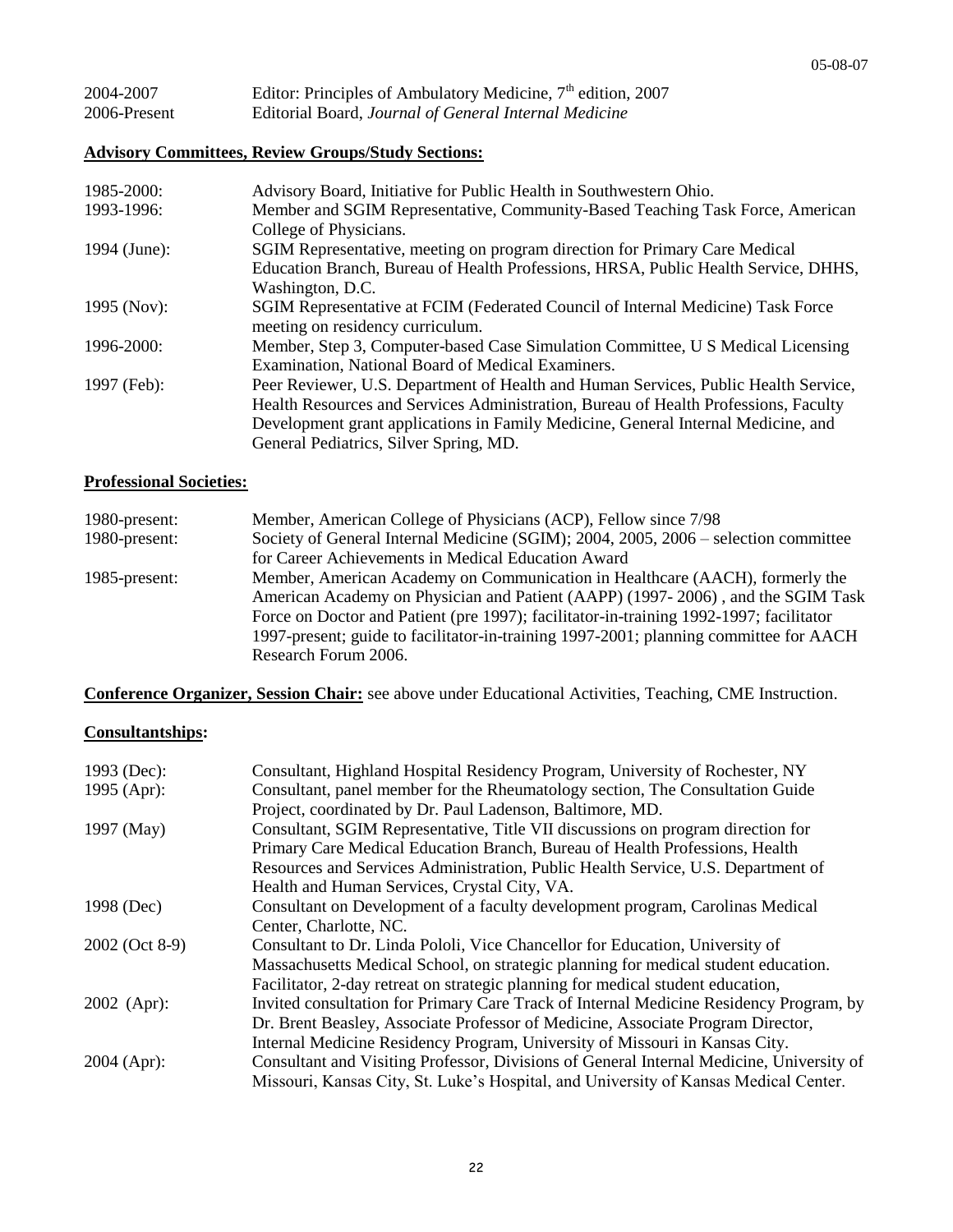| | |
|---|---|
| 2004-2007 | Editor: Principles of Ambulatory Medicine, 7th edition, 2007 |
| 2006-Present | Editorial Board, *Journal of General Internal Medicine* |

**Advisory Committees, Review Groups/Study Sections:**

| | |
|---|---|
| 1985-2000: | Advisory Board, Initiative for Public Health in Southwestern Ohio. |
| 1993-1996: | Member and SGIM Representative, Community-Based Teaching Task Force, American College of Physicians. |
| 1994 (June): | SGIM Representative, meeting on program direction for Primary Care Medical Education Branch, Bureau of Health Professions, HRSA, Public Health Service, DHHS, Washington, D.C. |
| 1995 (Nov): | SGIM Representative at FCIM (Federated Council of Internal Medicine) Task Force meeting on residency curriculum. |
| 1996-2000: | Member, Step 3, Computer-based Case Simulation Committee, U S Medical Licensing Examination, National Board of Medical Examiners. |
| 1997 (Feb): | Peer Reviewer, U.S. Department of Health and Human Services, Public Health Service, Health Resources and Services Administration, Bureau of Health Professions, Faculty Development grant applications in Family Medicine, General Internal Medicine, and General Pediatrics, Silver Spring, MD. |

**Professional Societies:**

| | |
|---|---|
| 1980-present: | Member, American College of Physicians (ACP), Fellow since 7/98 |
| 1980-present: | Society of General Internal Medicine (SGIM); 2004, 2005, 2006 – selection committee for Career Achievements in Medical Education Award |
| 1985-present: | Member, American Academy on Communication in Healthcare (AACH), formerly the American Academy on Physician and Patient (AAPP) (1997- 2006) , and the SGIM Task Force on Doctor and Patient (pre 1997); facilitator-in-training 1992-1997; facilitator 1997-present; guide to facilitator-in-training 1997-2001; planning committee for AACH Research Forum 2006. |

**Conference Organizer, Session Chair:** see above under Educational Activities, Teaching, CME Instruction.

**Consultantships:**

| | |
|---|---|
| 1993 (Dec): | Consultant, Highland Hospital Residency Program, University of Rochester, NY |
| 1995 (Apr): | Consultant, panel member for the Rheumatology section, The Consultation Guide Project, coordinated by Dr. Paul Ladenson, Baltimore, MD. |
| 1997 (May) | Consultant, SGIM Representative, Title VII discussions on program direction for Primary Care Medical Education Branch, Bureau of Health Professions, Health Resources and Services Administration, Public Health Service, U.S. Department of Health and Human Services, Crystal City, VA. |
| 1998 (Dec) | Consultant on Development of a faculty development program, Carolinas Medical Center, Charlotte, NC. |
| 2002 (Oct 8-9) | Consultant to Dr. Linda Pololi, Vice Chancellor for Education, University of Massachusetts Medical School, on strategic planning for medical student education. Facilitator, 2-day retreat on strategic planning for medical student education, |
| 2002 (Apr): | Invited consultation for Primary Care Track of Internal Medicine Residency Program, by Dr. Brent Beasley, Associate Professor of Medicine, Associate Program Director, Internal Medicine Residency Program, University of Missouri in Kansas City. |
| 2004 (Apr): | Consultant and Visiting Professor, Divisions of General Internal Medicine, University of Missouri, Kansas City, St. Luke's Hospital, and University of Kansas Medical Center. |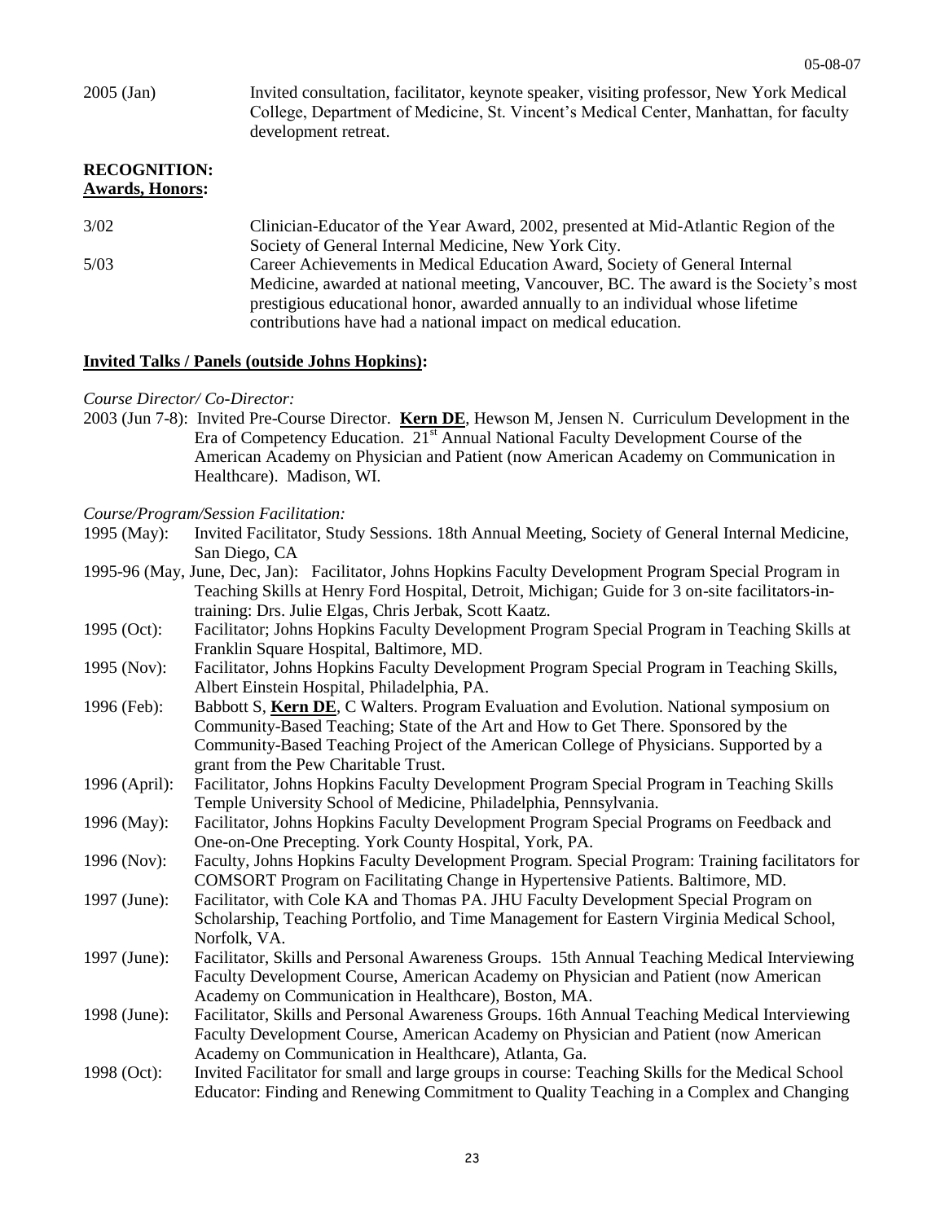2005 (Jan) Invited consultation, facilitator, keynote speaker, visiting professor, New York Medical College, Department of Medicine, St. Vincent's Medical Center, Manhattan, for faculty development retreat.

**RECOGNITION:**

**Awards, Honors:**

3/02 Clinician-Educator of the Year Award, 2002, presented at Mid-Atlantic Region of the Society of General Internal Medicine, New York City.

5/03 Career Achievements in Medical Education Award, Society of General Internal Medicine, awarded at national meeting, Vancouver, BC. The award is the Society's most prestigious educational honor, awarded annually to an individual whose lifetime contributions have had a national impact on medical education.

**Invited Talks / Panels (outside Johns Hopkins):**

*Course Director/ Co-Director:*

2003 (Jun 7-8): Invited Pre-Course Director. **Kern DE**, Hewson M, Jensen N. Curriculum Development in the Era of Competency Education. 21st Annual National Faculty Development Course of the American Academy on Physician and Patient (now American Academy on Communication in Healthcare). Madison, WI.

*Course/Program/Session Facilitation:*

1995 (May): Invited Facilitator, Study Sessions. 18th Annual Meeting, Society of General Internal Medicine, San Diego, CA

1995-96 (May, June, Dec, Jan): Facilitator, Johns Hopkins Faculty Development Program Special Program in Teaching Skills at Henry Ford Hospital, Detroit, Michigan; Guide for 3 on-site facilitators-in-training: Drs. Julie Elgas, Chris Jerbak, Scott Kaatz.

1995 (Oct): Facilitator; Johns Hopkins Faculty Development Program Special Program in Teaching Skills at Franklin Square Hospital, Baltimore, MD.

1995 (Nov): Facilitator, Johns Hopkins Faculty Development Program Special Program in Teaching Skills, Albert Einstein Hospital, Philadelphia, PA.

1996 (Feb): Babbott S, **Kern DE**, C Walters. Program Evaluation and Evolution. National symposium on Community-Based Teaching; State of the Art and How to Get There. Sponsored by the Community-Based Teaching Project of the American College of Physicians. Supported by a grant from the Pew Charitable Trust.

1996 (April): Facilitator, Johns Hopkins Faculty Development Program Special Program in Teaching Skills Temple University School of Medicine, Philadelphia, Pennsylvania.

1996 (May): Facilitator, Johns Hopkins Faculty Development Program Special Programs on Feedback and One-on-One Precepting. York County Hospital, York, PA.

1996 (Nov): Faculty, Johns Hopkins Faculty Development Program. Special Program: Training facilitators for COMSORT Program on Facilitating Change in Hypertensive Patients. Baltimore, MD.

1997 (June): Facilitator, with Cole KA and Thomas PA. JHU Faculty Development Special Program on Scholarship, Teaching Portfolio, and Time Management for Eastern Virginia Medical School, Norfolk, VA.

1997 (June): Facilitator, Skills and Personal Awareness Groups. 15th Annual Teaching Medical Interviewing Faculty Development Course, American Academy on Physician and Patient (now American Academy on Communication in Healthcare), Boston, MA.

1998 (June): Facilitator, Skills and Personal Awareness Groups. 16th Annual Teaching Medical Interviewing Faculty Development Course, American Academy on Physician and Patient (now American Academy on Communication in Healthcare), Atlanta, Ga.

1998 (Oct): Invited Facilitator for small and large groups in course: Teaching Skills for the Medical School Educator: Finding and Renewing Commitment to Quality Teaching in a Complex and Changing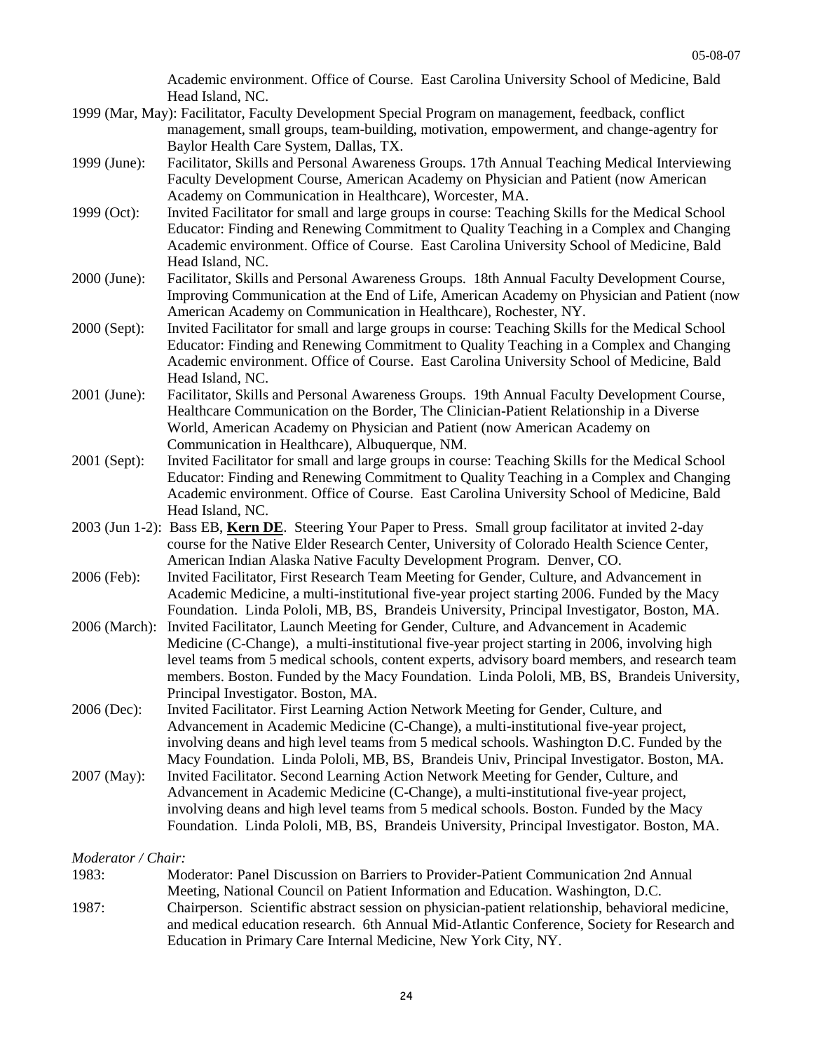Academic environment. Office of Course. East Carolina University School of Medicine, Bald Head Island, NC.

1999 (Mar, May): Facilitator, Faculty Development Special Program on management, feedback, conflict management, small groups, team-building, motivation, empowerment, and change-agentry for Baylor Health Care System, Dallas, TX.

1999 (June): Facilitator, Skills and Personal Awareness Groups. 17th Annual Teaching Medical Interviewing Faculty Development Course, American Academy on Physician and Patient (now American Academy on Communication in Healthcare), Worcester, MA.

1999 (Oct): Invited Facilitator for small and large groups in course: Teaching Skills for the Medical School Educator: Finding and Renewing Commitment to Quality Teaching in a Complex and Changing Academic environment. Office of Course. East Carolina University School of Medicine, Bald Head Island, NC.

2000 (June): Facilitator, Skills and Personal Awareness Groups. 18th Annual Faculty Development Course, Improving Communication at the End of Life, American Academy on Physician and Patient (now American Academy on Communication in Healthcare), Rochester, NY.

2000 (Sept): Invited Facilitator for small and large groups in course: Teaching Skills for the Medical School Educator: Finding and Renewing Commitment to Quality Teaching in a Complex and Changing Academic environment. Office of Course. East Carolina University School of Medicine, Bald Head Island, NC.

2001 (June): Facilitator, Skills and Personal Awareness Groups. 19th Annual Faculty Development Course, Healthcare Communication on the Border, The Clinician-Patient Relationship in a Diverse World, American Academy on Physician and Patient (now American Academy on Communication in Healthcare), Albuquerque, NM.

2001 (Sept): Invited Facilitator for small and large groups in course: Teaching Skills for the Medical School Educator: Finding and Renewing Commitment to Quality Teaching in a Complex and Changing Academic environment. Office of Course. East Carolina University School of Medicine, Bald Head Island, NC.

2003 (Jun 1-2): Bass EB, **Kern DE**. Steering Your Paper to Press. Small group facilitator at invited 2-day course for the Native Elder Research Center, University of Colorado Health Science Center, American Indian Alaska Native Faculty Development Program. Denver, CO.

2006 (Feb): Invited Facilitator, First Research Team Meeting for Gender, Culture, and Advancement in Academic Medicine, a multi-institutional five-year project starting 2006. Funded by the Macy Foundation. Linda Pololi, MB, BS, Brandeis University, Principal Investigator, Boston, MA.

2006 (March): Invited Facilitator, Launch Meeting for Gender, Culture, and Advancement in Academic Medicine (C-Change), a multi-institutional five-year project starting in 2006, involving high level teams from 5 medical schools, content experts, advisory board members, and research team members. Boston. Funded by the Macy Foundation. Linda Pololi, MB, BS, Brandeis University, Principal Investigator. Boston, MA.

2006 (Dec): Invited Facilitator. First Learning Action Network Meeting for Gender, Culture, and Advancement in Academic Medicine (C-Change), a multi-institutional five-year project, involving deans and high level teams from 5 medical schools. Washington D.C. Funded by the Macy Foundation. Linda Pololi, MB, BS, Brandeis Univ, Principal Investigator. Boston, MA.

2007 (May): Invited Facilitator. Second Learning Action Network Meeting for Gender, Culture, and Advancement in Academic Medicine (C-Change), a multi-institutional five-year project, involving deans and high level teams from 5 medical schools. Boston. Funded by the Macy Foundation. Linda Pololi, MB, BS, Brandeis University, Principal Investigator. Boston, MA.

*Moderator / Chair:*

1983: Moderator: Panel Discussion on Barriers to Provider-Patient Communication 2nd Annual Meeting, National Council on Patient Information and Education. Washington, D.C.

1987: Chairperson. Scientific abstract session on physician-patient relationship, behavioral medicine, and medical education research. 6th Annual Mid-Atlantic Conference, Society for Research and Education in Primary Care Internal Medicine, New York City, NY.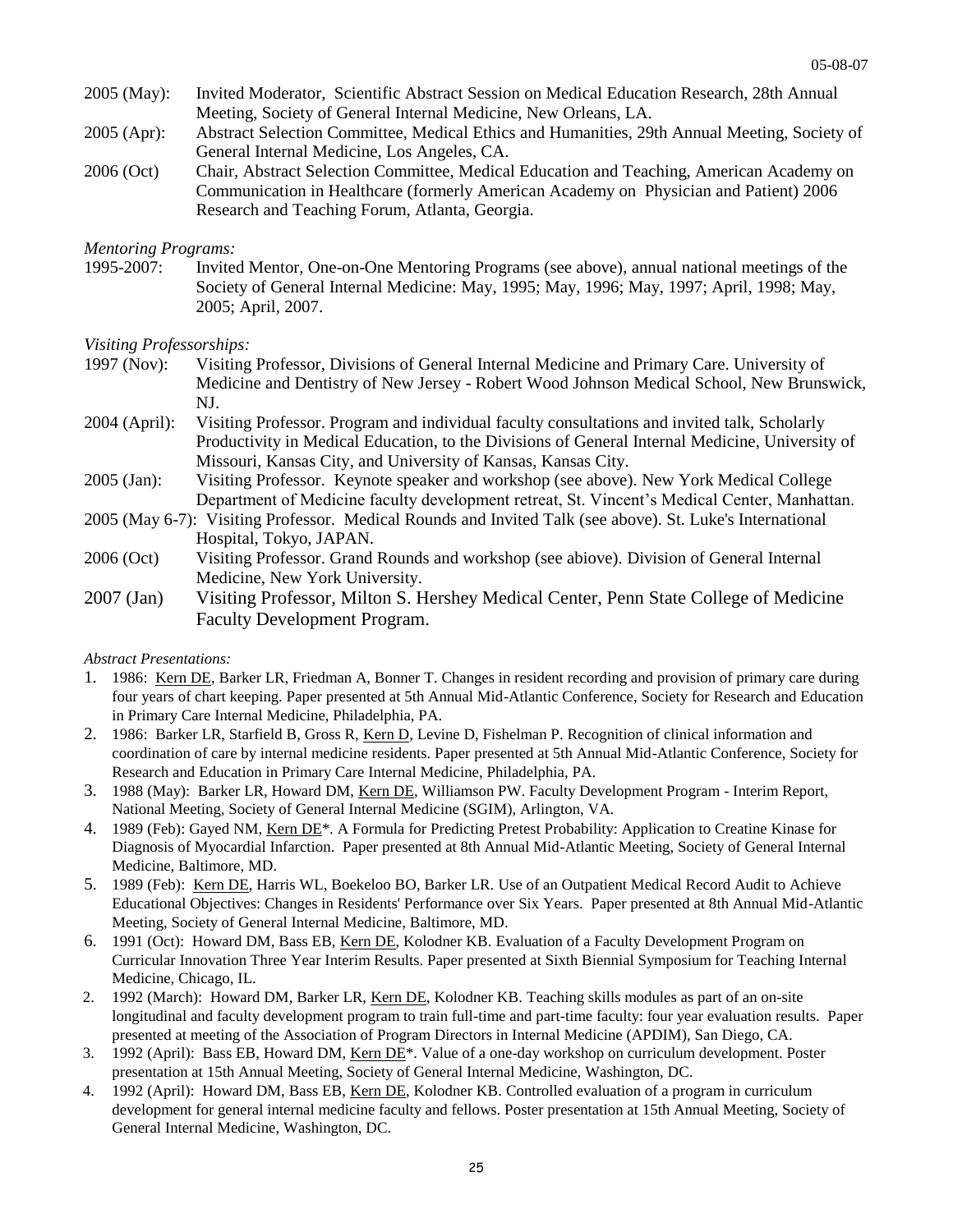2005 (May): Invited Moderator, Scientific Abstract Session on Medical Education Research, 28th Annual Meeting, Society of General Internal Medicine, New Orleans, LA.

2005 (Apr): Abstract Selection Committee, Medical Ethics and Humanities, 29th Annual Meeting, Society of General Internal Medicine, Los Angeles, CA.

2006 (Oct) Chair, Abstract Selection Committee, Medical Education and Teaching, American Academy on Communication in Healthcare (formerly American Academy on Physician and Patient) 2006 Research and Teaching Forum, Atlanta, Georgia.

*Mentoring Programs:*

1995-2007: Invited Mentor, One-on-One Mentoring Programs (see above), annual national meetings of the Society of General Internal Medicine: May, 1995; May, 1996; May, 1997; April, 1998; May, 2005; April, 2007.

*Visiting Professorships:*

1997 (Nov): Visiting Professor, Divisions of General Internal Medicine and Primary Care. University of Medicine and Dentistry of New Jersey - Robert Wood Johnson Medical School, New Brunswick, NJ.

2004 (April): Visiting Professor. Program and individual faculty consultations and invited talk, Scholarly Productivity in Medical Education, to the Divisions of General Internal Medicine, University of Missouri, Kansas City, and University of Kansas, Kansas City.

2005 (Jan): Visiting Professor. Keynote speaker and workshop (see above). New York Medical College Department of Medicine faculty development retreat, St. Vincent's Medical Center, Manhattan.

2005 (May 6-7): Visiting Professor. Medical Rounds and Invited Talk (see above). St. Luke's International Hospital, Tokyo, JAPAN.

2006 (Oct) Visiting Professor. Grand Rounds and workshop (see abiove). Division of General Internal Medicine, New York University.

2007 (Jan) Visiting Professor, Milton S. Hershey Medical Center, Penn State College of Medicine Faculty Development Program.

*Abstract Presentations:*

1. 1986: Kern DE, Barker LR, Friedman A, Bonner T. Changes in resident recording and provision of primary care during four years of chart keeping. Paper presented at 5th Annual Mid-Atlantic Conference, Society for Research and Education in Primary Care Internal Medicine, Philadelphia, PA.
2. 1986: Barker LR, Starfield B, Gross R, Kern D, Levine D, Fishelman P. Recognition of clinical information and coordination of care by internal medicine residents. Paper presented at 5th Annual Mid-Atlantic Conference, Society for Research and Education in Primary Care Internal Medicine, Philadelphia, PA.
3. 1988 (May): Barker LR, Howard DM, Kern DE, Williamson PW. Faculty Development Program - Interim Report, National Meeting, Society of General Internal Medicine (SGIM), Arlington, VA.
4. 1989 (Feb): Gayed NM, Kern DE*. A Formula for Predicting Pretest Probability: Application to Creatine Kinase for Diagnosis of Myocardial Infarction. Paper presented at 8th Annual Mid-Atlantic Meeting, Society of General Internal Medicine, Baltimore, MD.
5. 1989 (Feb): Kern DE, Harris WL, Boekeloo BO, Barker LR. Use of an Outpatient Medical Record Audit to Achieve Educational Objectives: Changes in Residents' Performance over Six Years. Paper presented at 8th Annual Mid-Atlantic Meeting, Society of General Internal Medicine, Baltimore, MD.
6. 1991 (Oct): Howard DM, Bass EB, Kern DE, Kolodner KB. Evaluation of a Faculty Development Program on Curricular Innovation Three Year Interim Results. Paper presented at Sixth Biennial Symposium for Teaching Internal Medicine, Chicago, IL.

2. 1992 (March): Howard DM, Barker LR, Kern DE, Kolodner KB. Teaching skills modules as part of an on-site longitudinal and faculty development program to train full-time and part-time faculty: four year evaluation results. Paper presented at meeting of the Association of Program Directors in Internal Medicine (APDIM), San Diego, CA.
3. 1992 (April): Bass EB, Howard DM, Kern DE*. Value of a one-day workshop on curriculum development. Poster presentation at 15th Annual Meeting, Society of General Internal Medicine, Washington, DC.
4. 1992 (April): Howard DM, Bass EB, Kern DE, Kolodner KB. Controlled evaluation of a program in curriculum development for general internal medicine faculty and fellows. Poster presentation at 15th Annual Meeting, Society of General Internal Medicine, Washington, DC.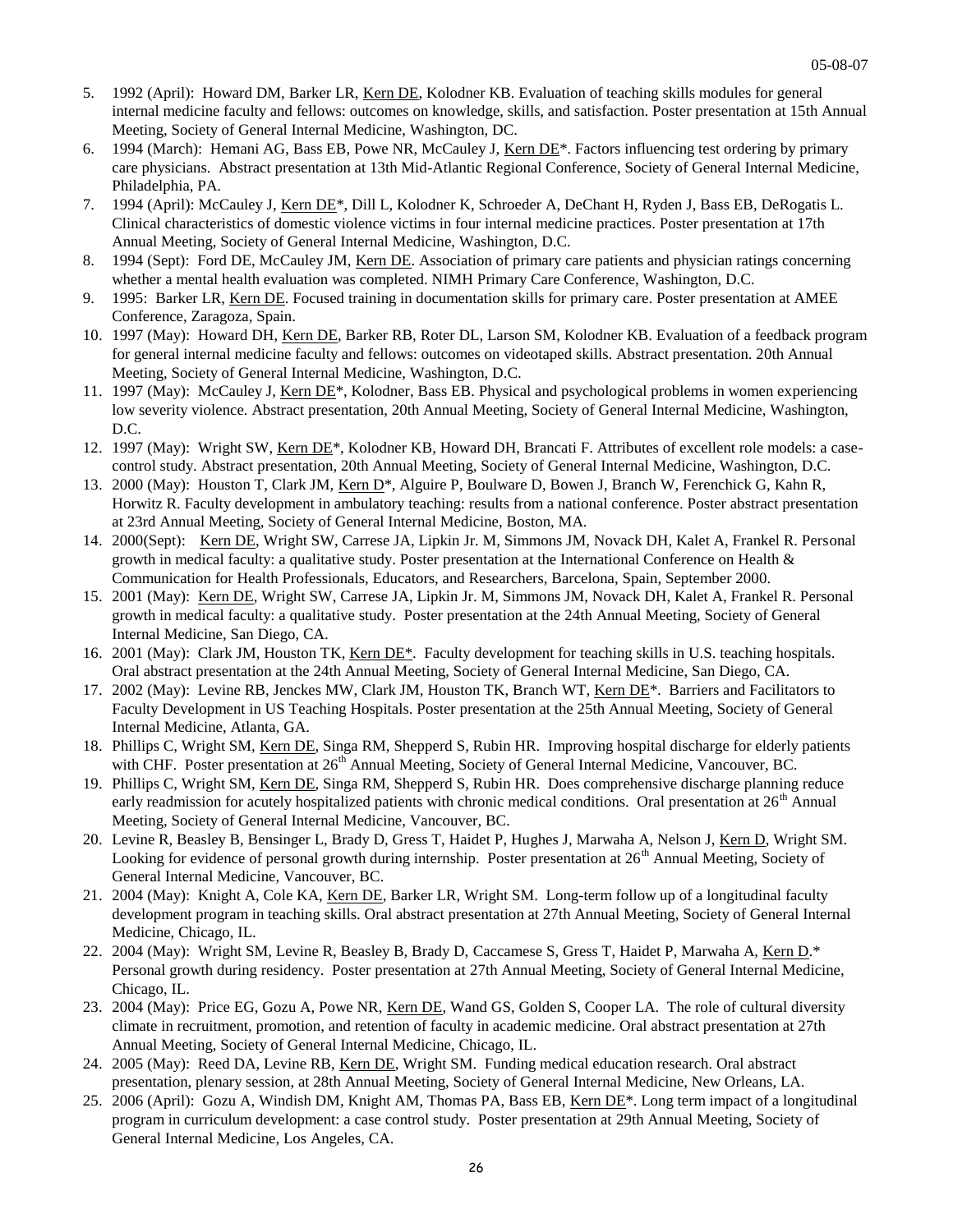5. 1992 (April): Howard DM, Barker LR, Kern DE, Kolodner KB. Evaluation of teaching skills modules for general internal medicine faculty and fellows: outcomes on knowledge, skills, and satisfaction. Poster presentation at 15th Annual Meeting, Society of General Internal Medicine, Washington, DC.
6. 1994 (March): Hemani AG, Bass EB, Powe NR, McCauley J, Kern DE*. Factors influencing test ordering by primary care physicians. Abstract presentation at 13th Mid-Atlantic Regional Conference, Society of General Internal Medicine, Philadelphia, PA.
7. 1994 (April): McCauley J, Kern DE*, Dill L, Kolodner K, Schroeder A, DeChant H, Ryden J, Bass EB, DeRogatis L. Clinical characteristics of domestic violence victims in four internal medicine practices. Poster presentation at 17th Annual Meeting, Society of General Internal Medicine, Washington, D.C.
8. 1994 (Sept): Ford DE, McCauley JM, Kern DE. Association of primary care patients and physician ratings concerning whether a mental health evaluation was completed. NIMH Primary Care Conference, Washington, D.C.
9. 1995: Barker LR, Kern DE. Focused training in documentation skills for primary care. Poster presentation at AMEE Conference, Zaragoza, Spain.
10. 1997 (May): Howard DH, Kern DE, Barker RB, Roter DL, Larson SM, Kolodner KB. Evaluation of a feedback program for general internal medicine faculty and fellows: outcomes on videotaped skills. Abstract presentation. 20th Annual Meeting, Society of General Internal Medicine, Washington, D.C.
11. 1997 (May): McCauley J, Kern DE*, Kolodner, Bass EB. Physical and psychological problems in women experiencing low severity violence. Abstract presentation, 20th Annual Meeting, Society of General Internal Medicine, Washington, D.C.
12. 1997 (May): Wright SW, Kern DE*, Kolodner KB, Howard DH, Brancati F. Attributes of excellent role models: a case-control study. Abstract presentation, 20th Annual Meeting, Society of General Internal Medicine, Washington, D.C.
13. 2000 (May): Houston T, Clark JM, Kern D*, Alguire P, Boulware D, Bowen J, Branch W, Ferenchick G, Kahn R, Horwitz R. Faculty development in ambulatory teaching: results from a national conference. Poster abstract presentation at 23rd Annual Meeting, Society of General Internal Medicine, Boston, MA.
14. 2000(Sept): Kern DE, Wright SW, Carrese JA, Lipkin Jr. M, Simmons JM, Novack DH, Kalet A, Frankel R. Personal growth in medical faculty: a qualitative study. Poster presentation at the International Conference on Health & Communication for Health Professionals, Educators, and Researchers, Barcelona, Spain, September 2000.
15. 2001 (May): Kern DE, Wright SW, Carrese JA, Lipkin Jr. M, Simmons JM, Novack DH, Kalet A, Frankel R. Personal growth in medical faculty: a qualitative study. Poster presentation at the 24th Annual Meeting, Society of General Internal Medicine, San Diego, CA.
16. 2001 (May): Clark JM, Houston TK, Kern DE*. Faculty development for teaching skills in U.S. teaching hospitals. Oral abstract presentation at the 24th Annual Meeting, Society of General Internal Medicine, San Diego, CA.
17. 2002 (May): Levine RB, Jenckes MW, Clark JM, Houston TK, Branch WT, Kern DE*. Barriers and Facilitators to Faculty Development in US Teaching Hospitals. Poster presentation at the 25th Annual Meeting, Society of General Internal Medicine, Atlanta, GA.
18. Phillips C, Wright SM, Kern DE, Singa RM, Shepperd S, Rubin HR. Improving hospital discharge for elderly patients with CHF. Poster presentation at 26th Annual Meeting, Society of General Internal Medicine, Vancouver, BC.
19. Phillips C, Wright SM, Kern DE, Singa RM, Shepperd S, Rubin HR. Does comprehensive discharge planning reduce early readmission for acutely hospitalized patients with chronic medical conditions. Oral presentation at 26th Annual Meeting, Society of General Internal Medicine, Vancouver, BC.
20. Levine R, Beasley B, Bensinger L, Brady D, Gress T, Haidet P, Hughes J, Marwaha A, Nelson J, Kern D, Wright SM. Looking for evidence of personal growth during internship. Poster presentation at 26th Annual Meeting, Society of General Internal Medicine, Vancouver, BC.
21. 2004 (May): Knight A, Cole KA, Kern DE, Barker LR, Wright SM. Long-term follow up of a longitudinal faculty development program in teaching skills. Oral abstract presentation at 27th Annual Meeting, Society of General Internal Medicine, Chicago, IL.
22. 2004 (May): Wright SM, Levine R, Beasley B, Brady D, Caccamese S, Gress T, Haidet P, Marwaha A, Kern D.* Personal growth during residency. Poster presentation at 27th Annual Meeting, Society of General Internal Medicine, Chicago, IL.
23. 2004 (May): Price EG, Gozu A, Powe NR, Kern DE, Wand GS, Golden S, Cooper LA. The role of cultural diversity climate in recruitment, promotion, and retention of faculty in academic medicine. Oral abstract presentation at 27th Annual Meeting, Society of General Internal Medicine, Chicago, IL.
24. 2005 (May): Reed DA, Levine RB, Kern DE, Wright SM. Funding medical education research. Oral abstract presentation, plenary session, at 28th Annual Meeting, Society of General Internal Medicine, New Orleans, LA.
25. 2006 (April): Gozu A, Windish DM, Knight AM, Thomas PA, Bass EB, Kern DE*. Long term impact of a longitudinal program in curriculum development: a case control study. Poster presentation at 29th Annual Meeting, Society of General Internal Medicine, Los Angeles, CA.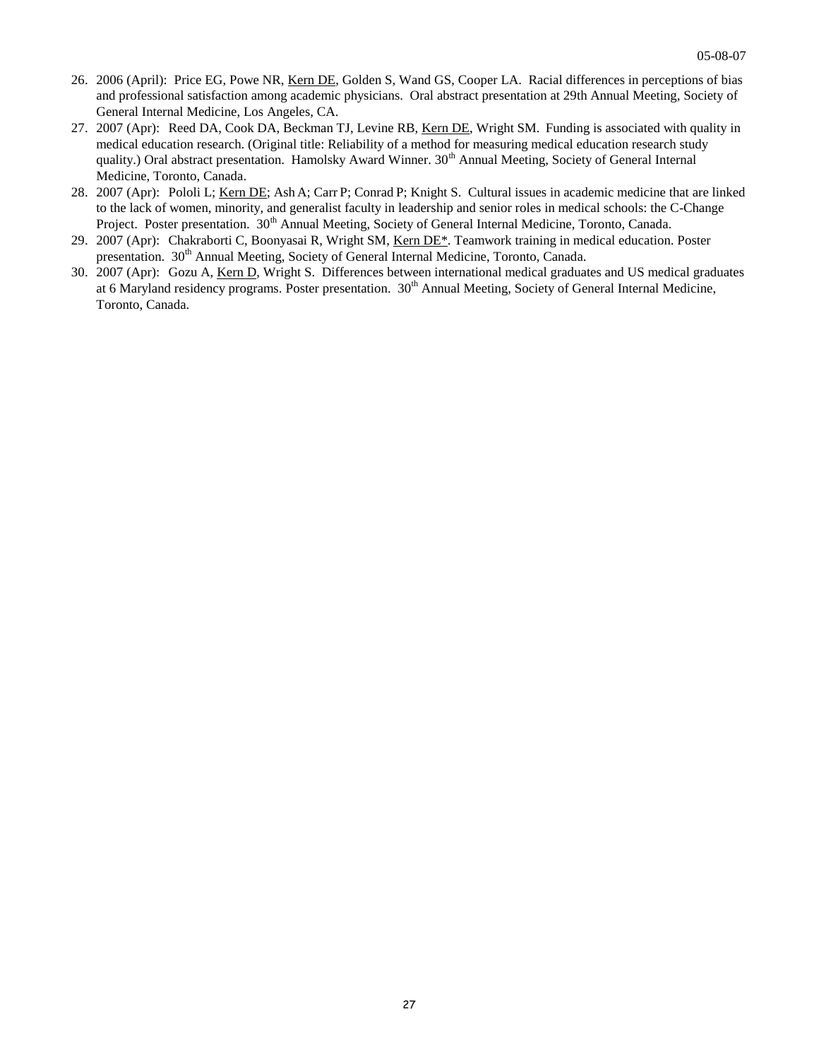26. 2006 (April): Price EG, Powe NR, <u>Kern DE</u>, Golden S, Wand GS, Cooper LA. Racial differences in perceptions of bias and professional satisfaction among academic physicians. Oral abstract presentation at 29th Annual Meeting, Society of General Internal Medicine, Los Angeles, CA.
27. 2007 (Apr): Reed DA, Cook DA, Beckman TJ, Levine RB, <u>Kern DE</u>, Wright SM. Funding is associated with quality in medical education research. (Original title: Reliability of a method for measuring medical education research study quality.) Oral abstract presentation. Hamolsky Award Winner. 30th Annual Meeting, Society of General Internal Medicine, Toronto, Canada.
28. 2007 (Apr): Pololi L; <u>Kern DE</u>; Ash A; Carr P; Conrad P; Knight S. Cultural issues in academic medicine that are linked to the lack of women, minority, and generalist faculty in leadership and senior roles in medical schools: the C-Change Project. Poster presentation. 30th Annual Meeting, Society of General Internal Medicine, Toronto, Canada.
29. 2007 (Apr): Chakraborti C, Boonyasai R, Wright SM, <u>Kern DE*</u>. Teamwork training in medical education. Poster presentation. 30th Annual Meeting, Society of General Internal Medicine, Toronto, Canada.
30. 2007 (Apr): Gozu A, <u>Kern D</u>, Wright S. Differences between international medical graduates and US medical graduates at 6 Maryland residency programs. Poster presentation. 30th Annual Meeting, Society of General Internal Medicine, Toronto, Canada.